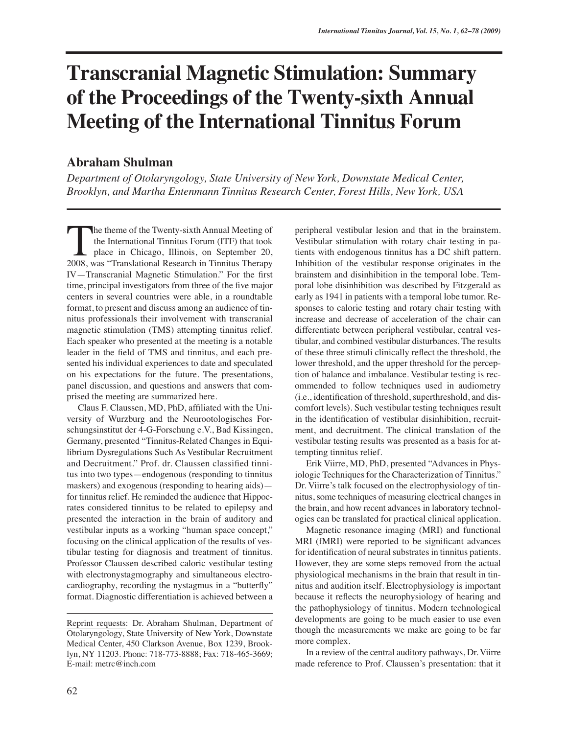# Transcranial Magnetic Stimulation: Summary of the Proceedings of the Twenty-sixth Annual Meeting of the International Tinnitus Forum

## Abraham Shulman

*Department of Otolaryngology, State University of New York, Downstate Medical Center, Brooklyn, and Martha Entenmann Tinnitus Research Center, Forest Hills, New York, USA*

The theme of the Twenty-sixth Annual Meeting of the International Tinnitus Forum (ITF) that took place in Chicago, Illinois, on September 20, 2008, was "Translational Research in Tinnitus Therapy IV—Transcranial Magnetic Stimulation." For the first time, principal investigators from three of the five major centers in several countries were able, in a roundtable format, to present and discuss among an audience of tinnitus professionals their involvement with transcranial magnetic stimulation (TMS) attempting tinnitus relief. Each speaker who presented at the meeting is a notable leader in the field of TMS and tinnitus, and each presented his individual experiences to date and speculated on his expectations for the future. The presentations, panel discussion, and questions and answers that comprised the meeting are summarized here.

Claus F. Claussen, MD, PhD, affiliated with the University of Wurzburg and the Neurootologisches Forschungsinstitut der 4-G-Forschung e.V., Bad Kissingen, Germany, presented "Tinnitus-Related Changes in Equilibrium Dysregulations Such As Vestibular Recruitment and Decruitment." Prof. dr. Claussen classified tinnitus into two types—endogenous (responding to tinnitus maskers) and exogenous (responding to hearing aids)—for tinnitus relief. He reminded the audience that Hippocrates considered tinnitus to be related to epilepsy and presented the interaction in the brain of auditory and vestibular inputs as a working "human space concept," focusing on the clinical application of the results of vestibular testing for diagnosis and treatment of tinnitus. Professor Claussen described caloric vestibular testing with electronystagmography and simultaneous electrocardiography, recording the nystagmus in a "butterfly" format. Diagnostic differentiation is achieved between a peripheral vestibular lesion and that in the brainstem. Vestibular stimulation with rotary chair testing in patients with endogenous tinnitus has a DC shift pattern. Inhibition of the vestibular response originates in the brainstem and disinhibition in the temporal lobe. Temporal lobe disinhibition was described by Fitzgerald as early as 1941 in patients with a temporal lobe tumor. Responses to caloric testing and rotary chair testing with increase and decrease of acceleration of the chair can differentiate between peripheral vestibular, central vestibular, and combined vestibular disturbances. The results of these three stimuli clinically reflect the threshold, the lower threshold, and the upper threshold for the perception of balance and imbalance. Vestibular testing is recommended to follow techniques used in audiometry (i.e., identification of threshold, superthreshold, and discomfort levels). Such vestibular testing techniques result in the identification of vestibular disinhibition, recruitment, and decruitment. The clinical translation of the vestibular testing results was presented as a basis for attempting tinnitus relief.

Erik Viirre, MD, PhD, presented "Advances in Physiologic Techniques for the Characterization of Tinnitus." Dr. Viirre's talk focused on the electrophysiology of tinnitus, some techniques of measuring electrical changes in the brain, and how recent advances in laboratory technologies can be translated for practical clinical application.

Magnetic resonance imaging (MRI) and functional MRI (fMRI) were reported to be significant advances for identification of neural substrates in tinnitus patients. However, they are some steps removed from the actual physiological mechanisms in the brain that result in tinnitus and audition itself. Electrophysiology is important because it reflects the neurophysiology of hearing and the pathophysiology of tinnitus. Modern technological developments are going to be much easier to use even though the measurements we make are going to be far more complex.

In a review of the central auditory pathways, Dr. Viirre made reference to Prof. Claussen's presentation: that it

Reprint requests: Dr. Abraham Shulman, Department of Otolaryngology, State University of New York, Downstate Medical Center, 450 Clarkson Avenue, Box 1239, Brooklyn, NY 11203. Phone: 718-773-8888; Fax: 718-465-3669; E-mail: metrc@inch.com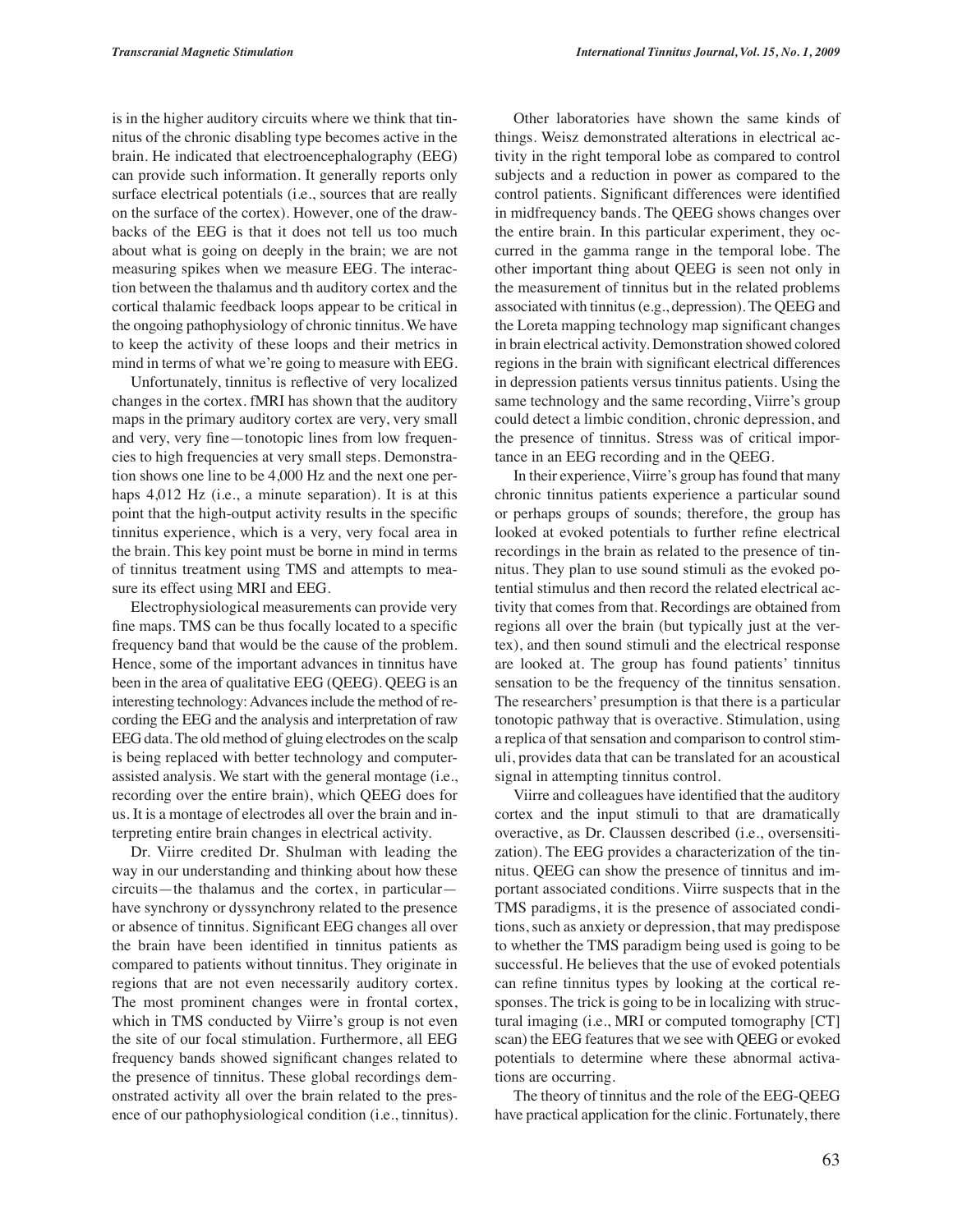is in the higher auditory circuits where we think that tinnitus of the chronic disabling type becomes active in the brain. He indicated that electroencephalography (EEG) can provide such information. It generally reports only surface electrical potentials (i.e., sources that are really on the surface of the cortex). However, one of the drawbacks of the EEG is that it does not tell us too much about what is going on deeply in the brain; we are not measuring spikes when we measure EEG. The interaction between the thalamus and th auditory cortex and the cortical thalamic feedback loops appear to be critical in the ongoing pathophysiology of chronic tinnitus. We have to keep the activity of these loops and their metrics in mind in terms of what we're going to measure with EEG.

Unfortunately, tinnitus is reflective of very localized changes in the cortex. fMRI has shown that the auditory maps in the primary auditory cortex are very, very small and very, very fine—tonotopic lines from low frequencies to high frequencies at very small steps. Demonstration shows one line to be 4,000 Hz and the next one perhaps 4,012 Hz (i.e., a minute separation). It is at this point that the high-output activity results in the specific tinnitus experience, which is a very, very focal area in the brain. This key point must be borne in mind in terms of tinnitus treatment using TMS and attempts to measure its effect using MRI and EEG.

Electrophysiological measurements can provide very fine maps. TMS can be thus focally located to a specific frequency band that would be the cause of the problem. Hence, some of the important advances in tinnitus have been in the area of qualitative EEG (QEEG). QEEG is an interesting technology: Advances include the method of recording the EEG and the analysis and interpretation of raw EEG data. The old method of gluing electrodes on the scalp is being replaced with better technology and computer-assisted analysis. We start with the general montage (i.e., recording over the entire brain), which QEEG does for us. It is a montage of electrodes all over the brain and interpreting entire brain changes in electrical activity.

Dr. Viirre credited Dr. Shulman with leading the way in our understanding and thinking about how these circuits—the thalamus and the cortex, in particular—have synchrony or dyssynchrony related to the presence or absence of tinnitus. Significant EEG changes all over the brain have been identified in tinnitus patients as compared to patients without tinnitus. They originate in regions that are not even necessarily auditory cortex. The most prominent changes were in frontal cortex, which in TMS conducted by Viirre's group is not even the site of our focal stimulation. Furthermore, all EEG frequency bands showed significant changes related to the presence of tinnitus. These global recordings demonstrated activity all over the brain related to the presence of our pathophysiological condition (i.e., tinnitus).

Other laboratories have shown the same kinds of things. Weisz demonstrated alterations in electrical activity in the right temporal lobe as compared to control subjects and a reduction in power as compared to the control patients. Significant differences were identified in midfrequency bands. The QEEG shows changes over the entire brain. In this particular experiment, they occurred in the gamma range in the temporal lobe. The other important thing about QEEG is seen not only in the measurement of tinnitus but in the related problems associated with tinnitus (e.g., depression). The QEEG and the Loreta mapping technology map significant changes in brain electrical activity. Demonstration showed colored regions in the brain with significant electrical differences in depression patients versus tinnitus patients. Using the same technology and the same recording, Viirre's group could detect a limbic condition, chronic depression, and the presence of tinnitus. Stress was of critical importance in an EEG recording and in the QEEG.

In their experience, Viirre's group has found that many chronic tinnitus patients experience a particular sound or perhaps groups of sounds; therefore, the group has looked at evoked potentials to further refine electrical recordings in the brain as related to the presence of tinnitus. They plan to use sound stimuli as the evoked potential stimulus and then record the related electrical activity that comes from that. Recordings are obtained from regions all over the brain (but typically just at the vertex), and then sound stimuli and the electrical response are looked at. The group has found patients' tinnitus sensation to be the frequency of the tinnitus sensation. The researchers' presumption is that there is a particular tonotopic pathway that is overactive. Stimulation, using a replica of that sensation and comparison to control stimuli, provides data that can be translated for an acoustical signal in attempting tinnitus control.

Viirre and colleagues have identified that the auditory cortex and the input stimuli to that are dramatically overactive, as Dr. Claussen described (i.e., oversensitization). The EEG provides a characterization of the tinnitus. QEEG can show the presence of tinnitus and important associated conditions. Viirre suspects that in the TMS paradigms, it is the presence of associated conditions, such as anxiety or depression, that may predispose to whether the TMS paradigm being used is going to be successful. He believes that the use of evoked potentials can refine tinnitus types by looking at the cortical responses. The trick is going to be in localizing with structural imaging (i.e., MRI or computed tomography [CT] scan) the EEG features that we see with QEEG or evoked potentials to determine where these abnormal activations are occurring.

The theory of tinnitus and the role of the EEG-QEEG have practical application for the clinic. Fortunately, there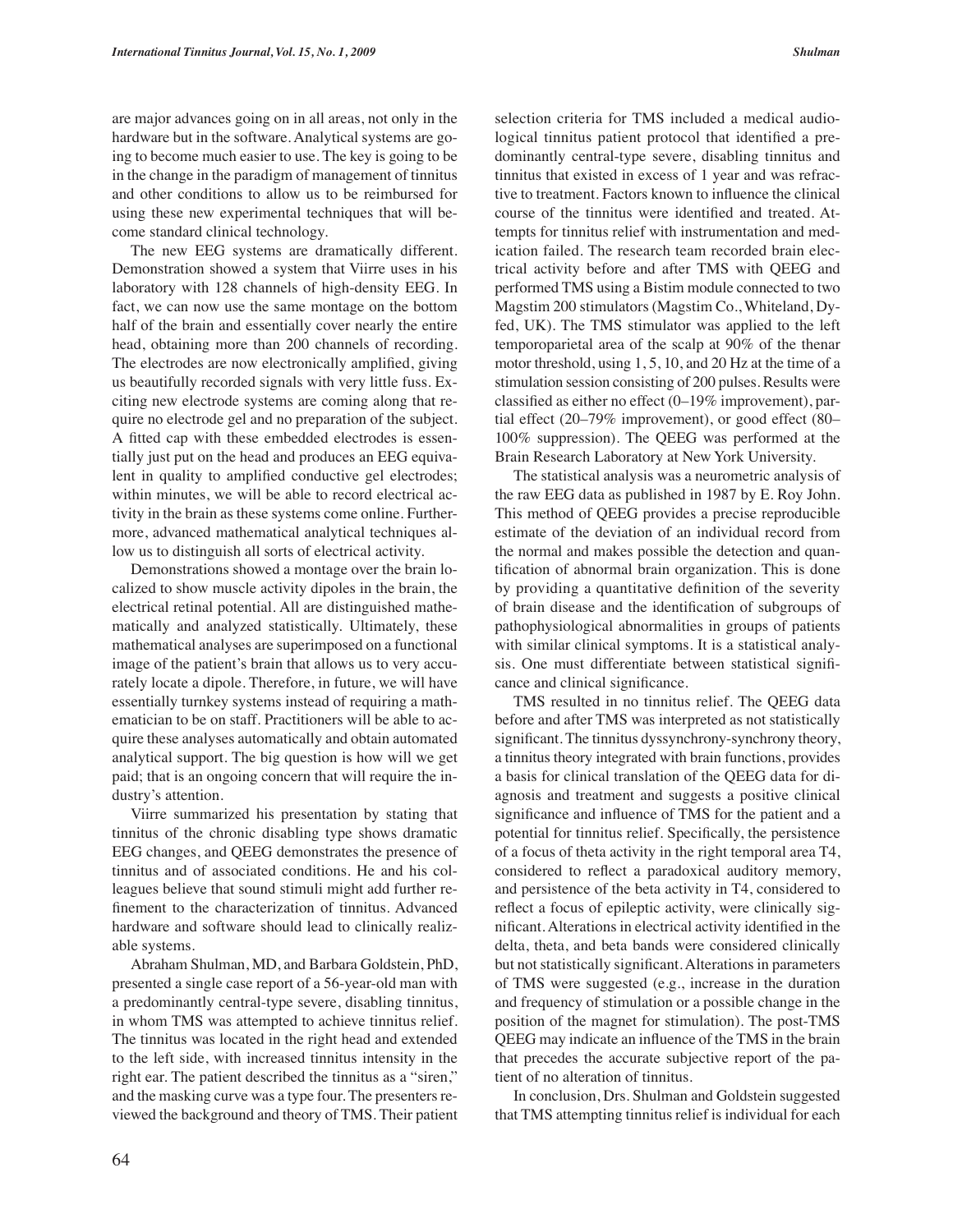are major advances going on in all areas, not only in the hardware but in the software. Analytical systems are going to become much easier to use. The key is going to be in the change in the paradigm of management of tinnitus and other conditions to allow us to be reimbursed for using these new experimental techniques that will become standard clinical technology.

The new EEG systems are dramatically different. Demonstration showed a system that Viirre uses in his laboratory with 128 channels of high-density EEG. In fact, we can now use the same montage on the bottom half of the brain and essentially cover nearly the entire head, obtaining more than 200 channels of recording. The electrodes are now electronically amplified, giving us beautifully recorded signals with very little fuss. Exciting new electrode systems are coming along that require no electrode gel and no preparation of the subject. A fitted cap with these embedded electrodes is essentially just put on the head and produces an EEG equivalent in quality to amplified conductive gel electrodes; within minutes, we will be able to record electrical activity in the brain as these systems come online. Furthermore, advanced mathematical analytical techniques allow us to distinguish all sorts of electrical activity.

Demonstrations showed a montage over the brain localized to show muscle activity dipoles in the brain, the electrical retinal potential. All are distinguished mathematically and analyzed statistically. Ultimately, these mathematical analyses are superimposed on a functional image of the patient's brain that allows us to very accurately locate a dipole. Therefore, in future, we will have essentially turnkey systems instead of requiring a mathematician to be on staff. Practitioners will be able to acquire these analyses automatically and obtain automated analytical support. The big question is how will we get paid; that is an ongoing concern that will require the industry's attention.

Viirre summarized his presentation by stating that tinnitus of the chronic disabling type shows dramatic EEG changes, and QEEG demonstrates the presence of tinnitus and of associated conditions. He and his colleagues believe that sound stimuli might add further refinement to the characterization of tinnitus. Advanced hardware and software should lead to clinically realizable systems.

Abraham Shulman, MD, and Barbara Goldstein, PhD, presented a single case report of a 56-year-old man with a predominantly central-type severe, disabling tinnitus, in whom TMS was attempted to achieve tinnitus relief. The tinnitus was located in the right head and extended to the left side, with increased tinnitus intensity in the right ear. The patient described the tinnitus as a "siren," and the masking curve was a type four. The presenters reviewed the background and theory of TMS. Their patient selection criteria for TMS included a medical audiological tinnitus patient protocol that identified a predominantly central-type severe, disabling tinnitus and tinnitus that existed in excess of 1 year and was refractive to treatment. Factors known to influence the clinical course of the tinnitus were identified and treated. Attempts for tinnitus relief with instrumentation and medication failed. The research team recorded brain electrical activity before and after TMS with QEEG and performed TMS using a Bistim module connected to two Magstim 200 stimulators (Magstim Co., Whiteland, Dyfed, UK). The TMS stimulator was applied to the left temporoparietal area of the scalp at 90% of the thenar motor threshold, using 1, 5, 10, and 20 Hz at the time of a stimulation session consisting of 200 pulses. Results were classified as either no effect (0–19% improvement), partial effect (20–79% improvement), or good effect (80–100% suppression). The QEEG was performed at the Brain Research Laboratory at New York University.

The statistical analysis was a neurometric analysis of the raw EEG data as published in 1987 by E. Roy John. This method of QEEG provides a precise reproducible estimate of the deviation of an individual record from the normal and makes possible the detection and quantification of abnormal brain organization. This is done by providing a quantitative definition of the severity of brain disease and the identification of subgroups of pathophysiological abnormalities in groups of patients with similar clinical symptoms. It is a statistical analysis. One must differentiate between statistical significance and clinical significance.

TMS resulted in no tinnitus relief. The QEEG data before and after TMS was interpreted as not statistically significant. The tinnitus dyssynchrony-synchrony theory, a tinnitus theory integrated with brain functions, provides a basis for clinical translation of the QEEG data for diagnosis and treatment and suggests a positive clinical significance and influence of TMS for the patient and a potential for tinnitus relief. Specifically, the persistence of a focus of theta activity in the right temporal area T4, considered to reflect a paradoxical auditory memory, and persistence of the beta activity in T4, considered to reflect a focus of epileptic activity, were clinically significant. Alterations in electrical activity identified in the delta, theta, and beta bands were considered clinically but not statistically significant. Alterations in parameters of TMS were suggested (e.g., increase in the duration and frequency of stimulation or a possible change in the position of the magnet for stimulation). The post-TMS QEEG may indicate an influence of the TMS in the brain that precedes the accurate subjective report of the patient of no alteration of tinnitus.

In conclusion, Drs. Shulman and Goldstein suggested that TMS attempting tinnitus relief is individual for each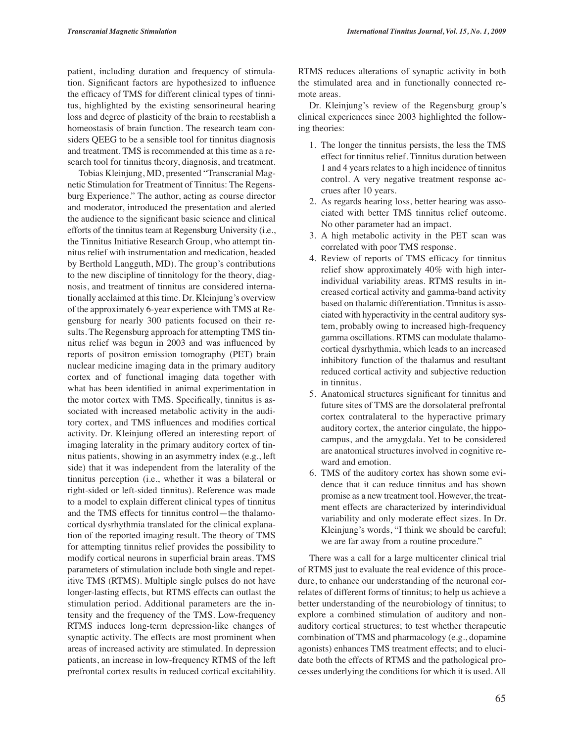patient, including duration and frequency of stimulation. Significant factors are hypothesized to influence the efficacy of TMS for different clinical types of tinnitus, highlighted by the existing sensorineural hearing loss and degree of plasticity of the brain to reestablish a homeostasis of brain function. The research team considers QEEG to be a sensible tool for tinnitus diagnosis and treatment. TMS is recommended at this time as a research tool for tinnitus theory, diagnosis, and treatment.

Tobias Kleinjung, MD, presented "Transcranial Magnetic Stimulation for Treatment of Tinnitus: The Regensburg Experience." The author, acting as course director and moderator, introduced the presentation and alerted the audience to the significant basic science and clinical efforts of the tinnitus team at Regensburg University (i.e., the Tinnitus Initiative Research Group, who attempt tinnitus relief with instrumentation and medication, headed by Berthold Langguth, MD). The group's contributions to the new discipline of tinnitology for the theory, diagnosis, and treatment of tinnitus are considered internationally acclaimed at this time. Dr. Kleinjung's overview of the approximately 6-year experience with TMS at Regensburg for nearly 300 patients focused on their results. The Regensburg approach for attempting TMS tinnitus relief was begun in 2003 and was influenced by reports of positron emission tomography (PET) brain nuclear medicine imaging data in the primary auditory cortex and of functional imaging data together with what has been identified in animal experimentation in the motor cortex with TMS. Specifically, tinnitus is associated with increased metabolic activity in the auditory cortex, and TMS influences and modifies cortical activity. Dr. Kleinjung offered an interesting report of imaging laterality in the primary auditory cortex of tinnitus patients, showing in an asymmetry index (e.g., left side) that it was independent from the laterality of the tinnitus perception (i.e., whether it was a bilateral or right-sided or left-sided tinnitus). Reference was made to a model to explain different clinical types of tinnitus and the TMS effects for tinnitus control—the thalamocortical dysrhythmia translated for the clinical explanation of the reported imaging result. The theory of TMS for attempting tinnitus relief provides the possibility to modify cortical neurons in superficial brain areas. TMS parameters of stimulation include both single and repetitive TMS (RTMS). Multiple single pulses do not have longer-lasting effects, but RTMS effects can outlast the stimulation period. Additional parameters are the intensity and the frequency of the TMS. Low-frequency RTMS induces long-term depression-like changes of synaptic activity. The effects are most prominent when areas of increased activity are stimulated. In depression patients, an increase in low-frequency RTMS of the left prefrontal cortex results in reduced cortical excitability. RTMS reduces alterations of synaptic activity in both the stimulated area and in functionally connected remote areas.

Dr. Kleinjung's review of the Regensburg group's clinical experiences since 2003 highlighted the following theories:

1. The longer the tinnitus persists, the less the TMS effect for tinnitus relief. Tinnitus duration between 1 and 4 years relates to a high incidence of tinnitus control. A very negative treatment response accrues after 10 years.
2. As regards hearing loss, better hearing was associated with better TMS tinnitus relief outcome. No other parameter had an impact.
3. A high metabolic activity in the PET scan was correlated with poor TMS response.
4. Review of reports of TMS efficacy for tinnitus relief show approximately 40% with high interindividual variability areas. RTMS results in increased cortical activity and gamma-band activity based on thalamic differentiation. Tinnitus is associated with hyperactivity in the central auditory system, probably owing to increased high-frequency gamma oscillations. RTMS can modulate thalamocortical dysrhythmia, which leads to an increased inhibitory function of the thalamus and resultant reduced cortical activity and subjective reduction in tinnitus.
5. Anatomical structures significant for tinnitus and future sites of TMS are the dorsolateral prefrontal cortex contralateral to the hyperactive primary auditory cortex, the anterior cingulate, the hippocampus, and the amygdala. Yet to be considered are anatomical structures involved in cognitive reward and emotion.
6. TMS of the auditory cortex has shown some evidence that it can reduce tinnitus and has shown promise as a new treatment tool. However, the treatment effects are characterized by interindividual variability and only moderate effect sizes. In Dr. Kleinjung's words, "I think we should be careful; we are far away from a routine procedure."

There was a call for a large multicenter clinical trial of RTMS just to evaluate the real evidence of this procedure, to enhance our understanding of the neuronal correlates of different forms of tinnitus; to help us achieve a better understanding of the neurobiology of tinnitus; to explore a combined stimulation of auditory and nonauditory cortical structures; to test whether therapeutic combination of TMS and pharmacology (e.g., dopamine agonists) enhances TMS treatment effects; and to elucidate both the effects of RTMS and the pathological processes underlying the conditions for which it is used. All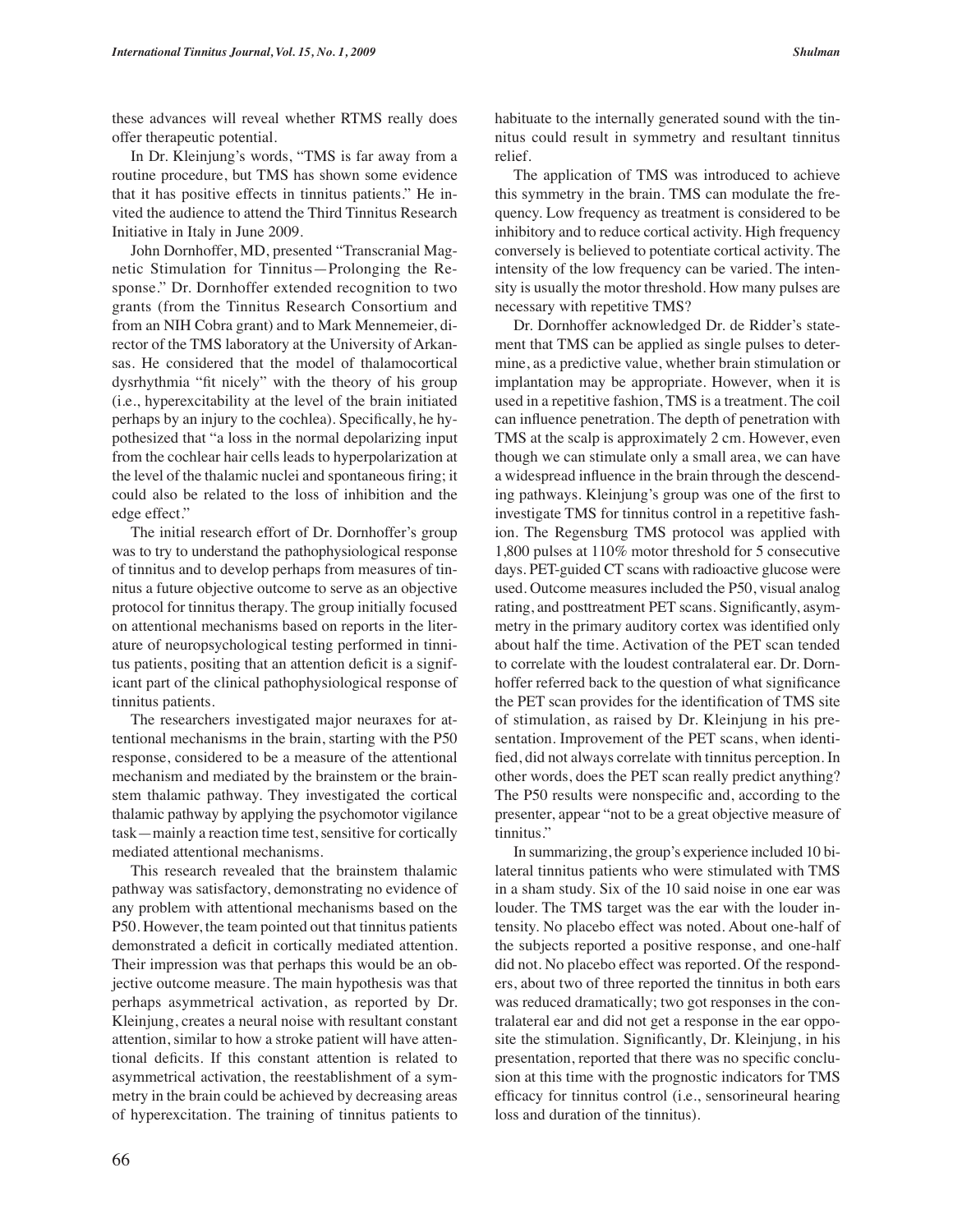these advances will reveal whether RTMS really does offer therapeutic potential.

In Dr. Kleinjung's words, "TMS is far away from a routine procedure, but TMS has shown some evidence that it has positive effects in tinnitus patients." He invited the audience to attend the Third Tinnitus Research Initiative in Italy in June 2009.

John Dornhoffer, MD, presented "Transcranial Magnetic Stimulation for Tinnitus—Prolonging the Response." Dr. Dornhoffer extended recognition to two grants (from the Tinnitus Research Consortium and from an NIH Cobra grant) and to Mark Mennemeier, director of the TMS laboratory at the University of Arkansas. He considered that the model of thalamocortical dysrhythmia "fit nicely" with the theory of his group (i.e., hyperexcitability at the level of the brain initiated perhaps by an injury to the cochlea). Specifically, he hypothesized that "a loss in the normal depolarizing input from the cochlear hair cells leads to hyperpolarization at the level of the thalamic nuclei and spontaneous firing; it could also be related to the loss of inhibition and the edge effect."

The initial research effort of Dr. Dornhoffer's group was to try to understand the pathophysiological response of tinnitus and to develop perhaps from measures of tinnitus a future objective outcome to serve as an objective protocol for tinnitus therapy. The group initially focused on attentional mechanisms based on reports in the literature of neuropsychological testing performed in tinnitus patients, positing that an attention deficit is a significant part of the clinical pathophysiological response of tinnitus patients.

The researchers investigated major neuraxes for attentional mechanisms in the brain, starting with the P50 response, considered to be a measure of the attentional mechanism and mediated by the brainstem or the brainstem thalamic pathway. They investigated the cortical thalamic pathway by applying the psychomotor vigilance task—mainly a reaction time test, sensitive for cortically mediated attentional mechanisms.

This research revealed that the brainstem thalamic pathway was satisfactory, demonstrating no evidence of any problem with attentional mechanisms based on the P50. However, the team pointed out that tinnitus patients demonstrated a deficit in cortically mediated attention. Their impression was that perhaps this would be an objective outcome measure. The main hypothesis was that perhaps asymmetrical activation, as reported by Dr. Kleinjung, creates a neural noise with resultant constant attention, similar to how a stroke patient will have attentional deficits. If this constant attention is related to asymmetrical activation, the reestablishment of a symmetry in the brain could be achieved by decreasing areas of hyperexcitation. The training of tinnitus patients to habituate to the internally generated sound with the tinnitus could result in symmetry and resultant tinnitus relief.

The application of TMS was introduced to achieve this symmetry in the brain. TMS can modulate the frequency. Low frequency as treatment is considered to be inhibitory and to reduce cortical activity. High frequency conversely is believed to potentiate cortical activity. The intensity of the low frequency can be varied. The intensity is usually the motor threshold. How many pulses are necessary with repetitive TMS?

Dr. Dornhoffer acknowledged Dr. de Ridder's statement that TMS can be applied as single pulses to determine, as a predictive value, whether brain stimulation or implantation may be appropriate. However, when it is used in a repetitive fashion, TMS is a treatment. The coil can influence penetration. The depth of penetration with TMS at the scalp is approximately 2 cm. However, even though we can stimulate only a small area, we can have a widespread influence in the brain through the descending pathways. Kleinjung's group was one of the first to investigate TMS for tinnitus control in a repetitive fashion. The Regensburg TMS protocol was applied with 1,800 pulses at 110% motor threshold for 5 consecutive days. PET-guided CT scans with radioactive glucose were used. Outcome measures included the P50, visual analog rating, and posttreatment PET scans. Significantly, asymmetry in the primary auditory cortex was identified only about half the time. Activation of the PET scan tended to correlate with the loudest contralateral ear. Dr. Dornhoffer referred back to the question of what significance the PET scan provides for the identification of TMS site of stimulation, as raised by Dr. Kleinjung in his presentation. Improvement of the PET scans, when identified, did not always correlate with tinnitus perception. In other words, does the PET scan really predict anything? The P50 results were nonspecific and, according to the presenter, appear "not to be a great objective measure of tinnitus."

In summarizing, the group's experience included 10 bilateral tinnitus patients who were stimulated with TMS in a sham study. Six of the 10 said noise in one ear was louder. The TMS target was the ear with the louder intensity. No placebo effect was noted. About one-half of the subjects reported a positive response, and one-half did not. No placebo effect was reported. Of the responders, about two of three reported the tinnitus in both ears was reduced dramatically; two got responses in the contralateral ear and did not get a response in the ear opposite the stimulation. Significantly, Dr. Kleinjung, in his presentation, reported that there was no specific conclusion at this time with the prognostic indicators for TMS efficacy for tinnitus control (i.e., sensorineural hearing loss and duration of the tinnitus).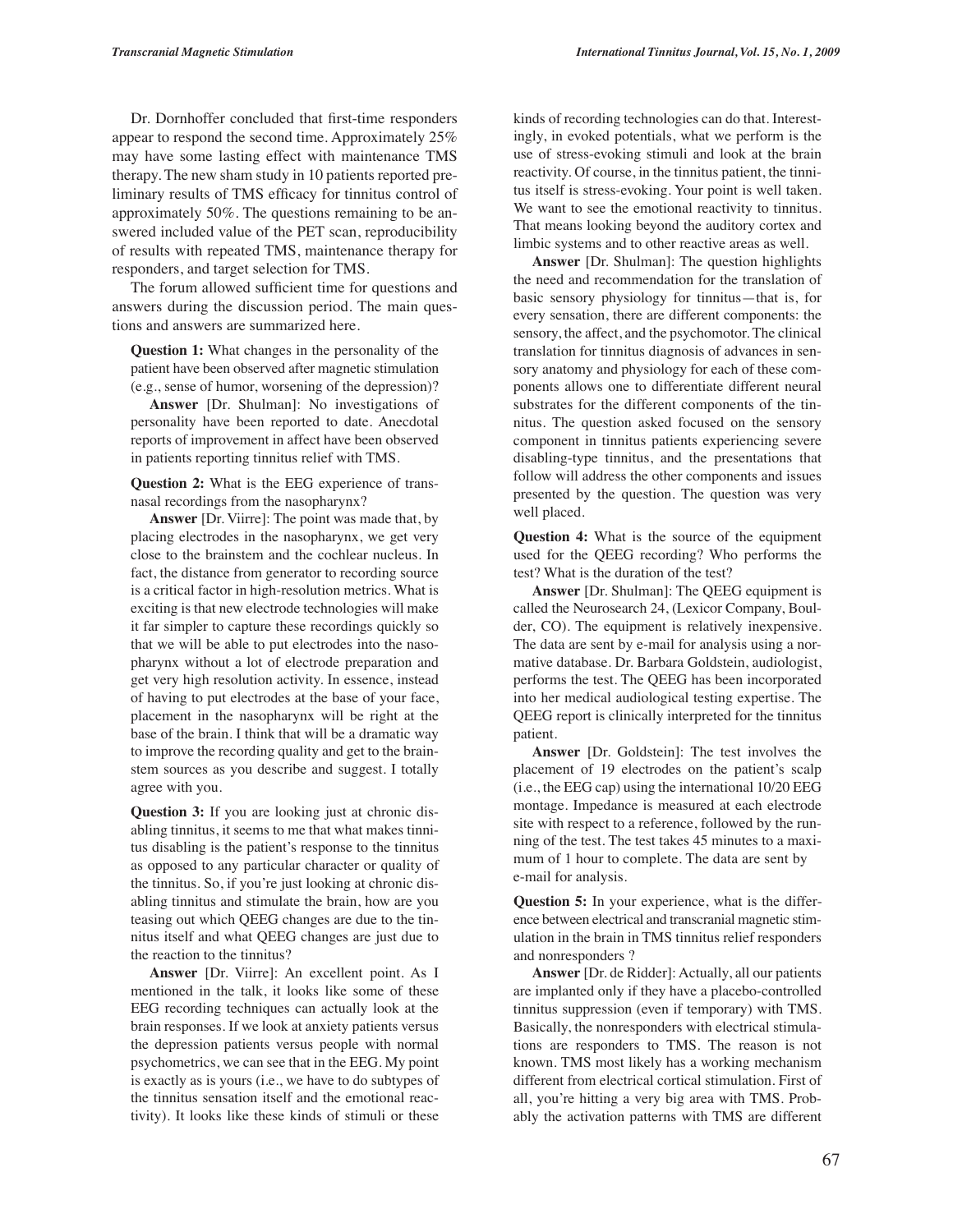Dr. Dornhoffer concluded that first-time responders appear to respond the second time. Approximately 25% may have some lasting effect with maintenance TMS therapy. The new sham study in 10 patients reported preliminary results of TMS efficacy for tinnitus control of approximately 50%. The questions remaining to be answered included value of the PET scan, reproducibility of results with repeated TMS, maintenance therapy for responders, and target selection for TMS.

The forum allowed sufficient time for questions and answers during the discussion period. The main questions and answers are summarized here.

**Question 1:** What changes in the personality of the patient have been observed after magnetic stimulation (e.g., sense of humor, worsening of the depression)?

**Answer** [Dr. Shulman]: No investigations of personality have been reported to date. Anecdotal reports of improvement in affect have been observed in patients reporting tinnitus relief with TMS.

**Question 2:** What is the EEG experience of transnasal recordings from the nasopharynx?

**Answer** [Dr. Viirre]: The point was made that, by placing electrodes in the nasopharynx, we get very close to the brainstem and the cochlear nucleus. In fact, the distance from generator to recording source is a critical factor in high-resolution metrics. What is exciting is that new electrode technologies will make it far simpler to capture these recordings quickly so that we will be able to put electrodes into the nasopharynx without a lot of electrode preparation and get very high resolution activity. In essence, instead of having to put electrodes at the base of your face, placement in the nasopharynx will be right at the base of the brain. I think that will be a dramatic way to improve the recording quality and get to the brainstem sources as you describe and suggest. I totally agree with you.

**Question 3:** If you are looking just at chronic disabling tinnitus, it seems to me that what makes tinnitus disabling is the patient's response to the tinnitus as opposed to any particular character or quality of the tinnitus. So, if you're just looking at chronic disabling tinnitus and stimulate the brain, how are you teasing out which QEEG changes are due to the tinnitus itself and what QEEG changes are just due to the reaction to the tinnitus?

**Answer** [Dr. Viirre]: An excellent point. As I mentioned in the talk, it looks like some of these EEG recording techniques can actually look at the brain responses. If we look at anxiety patients versus the depression patients versus people with normal psychometrics, we can see that in the EEG. My point is exactly as is yours (i.e., we have to do subtypes of the tinnitus sensation itself and the emotional reactivity). It looks like these kinds of stimuli or these kinds of recording technologies can do that. Interestingly, in evoked potentials, what we perform is the use of stress-evoking stimuli and look at the brain reactivity. Of course, in the tinnitus patient, the tinnitus itself is stress-evoking. Your point is well taken. We want to see the emotional reactivity to tinnitus. That means looking beyond the auditory cortex and limbic systems and to other reactive areas as well.

**Answer** [Dr. Shulman]: The question highlights the need and recommendation for the translation of basic sensory physiology for tinnitus—that is, for every sensation, there are different components: the sensory, the affect, and the psychomotor. The clinical translation for tinnitus diagnosis of advances in sensory anatomy and physiology for each of these components allows one to differentiate different neural substrates for the different components of the tinnitus. The question asked focused on the sensory component in tinnitus patients experiencing severe disabling-type tinnitus, and the presentations that follow will address the other components and issues presented by the question. The question was very well placed.

**Question 4:** What is the source of the equipment used for the QEEG recording? Who performs the test? What is the duration of the test?

**Answer** [Dr. Shulman]: The QEEG equipment is called the Neurosearch 24, (Lexicor Company, Boulder, CO). The equipment is relatively inexpensive. The data are sent by e-mail for analysis using a normative database. Dr. Barbara Goldstein, audiologist, performs the test. The QEEG has been incorporated into her medical audiological testing expertise. The QEEG report is clinically interpreted for the tinnitus patient.

**Answer** [Dr. Goldstein]: The test involves the placement of 19 electrodes on the patient's scalp (i.e., the EEG cap) using the international 10/20 EEG montage. Impedance is measured at each electrode site with respect to a reference, followed by the running of the test. The test takes 45 minutes to a maximum of 1 hour to complete. The data are sent by e-mail for analysis.

**Question 5:** In your experience, what is the difference between electrical and transcranial magnetic stimulation in the brain in TMS tinnitus relief responders and nonresponders ?

**Answer** [Dr. de Ridder]: Actually, all our patients are implanted only if they have a placebo-controlled tinnitus suppression (even if temporary) with TMS. Basically, the nonresponders with electrical stimulations are responders to TMS. The reason is not known. TMS most likely has a working mechanism different from electrical cortical stimulation. First of all, you're hitting a very big area with TMS. Probably the activation patterns with TMS are different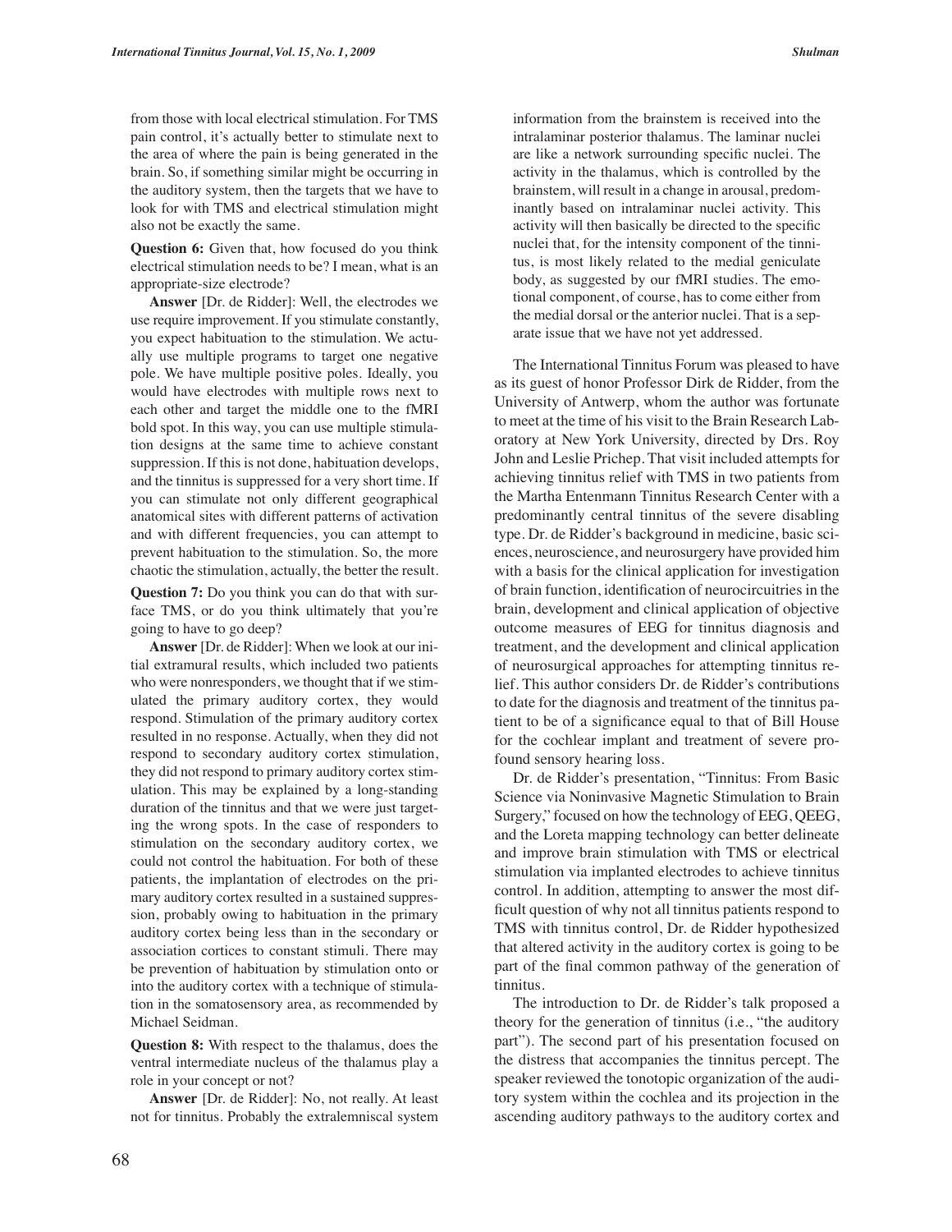from those with local electrical stimulation. For TMS pain control, it's actually better to stimulate next to the area of where the pain is being generated in the brain. So, if something similar might be occurring in the auditory system, then the targets that we have to look for with TMS and electrical stimulation might also not be exactly the same.

**Question 6:** Given that, how focused do you think electrical stimulation needs to be? I mean, what is an appropriate-size electrode?

**Answer** [Dr. de Ridder]: Well, the electrodes we use require improvement. If you stimulate constantly, you expect habituation to the stimulation. We actually use multiple programs to target one negative pole. We have multiple positive poles. Ideally, you would have electrodes with multiple rows next to each other and target the middle one to the fMRI bold spot. In this way, you can use multiple stimulation designs at the same time to achieve constant suppression. If this is not done, habituation develops, and the tinnitus is suppressed for a very short time. If you can stimulate not only different geographical anatomical sites with different patterns of activation and with different frequencies, you can attempt to prevent habituation to the stimulation. So, the more chaotic the stimulation, actually, the better the result.

**Question 7:** Do you think you can do that with surface TMS, or do you think ultimately that you're going to have to go deep?

**Answer** [Dr. de Ridder]: When we look at our initial extramural results, which included two patients who were nonresponders, we thought that if we stimulated the primary auditory cortex, they would respond. Stimulation of the primary auditory cortex resulted in no response. Actually, when they did not respond to secondary auditory cortex stimulation, they did not respond to primary auditory cortex stimulation. This may be explained by a long-standing duration of the tinnitus and that we were just targeting the wrong spots. In the case of responders to stimulation on the secondary auditory cortex, we could not control the habituation. For both of these patients, the implantation of electrodes on the primary auditory cortex resulted in a sustained suppression, probably owing to habituation in the primary auditory cortex being less than in the secondary or association cortices to constant stimuli. There may be prevention of habituation by stimulation onto or into the auditory cortex with a technique of stimulation in the somatosensory area, as recommended by Michael Seidman.

**Question 8:** With respect to the thalamus, does the ventral intermediate nucleus of the thalamus play a role in your concept or not?

**Answer** [Dr. de Ridder]: No, not really. At least not for tinnitus. Probably the extralemniscal system information from the brainstem is received into the intralaminar posterior thalamus. The laminar nuclei are like a network surrounding specific nuclei. The activity in the thalamus, which is controlled by the brainstem, will result in a change in arousal, predominantly based on intralaminar nuclei activity. This activity will then basically be directed to the specific nuclei that, for the intensity component of the tinnitus, is most likely related to the medial geniculate body, as suggested by our fMRI studies. The emotional component, of course, has to come either from the medial dorsal or the anterior nuclei. That is a separate issue that we have not yet addressed.

The International Tinnitus Forum was pleased to have as its guest of honor Professor Dirk de Ridder, from the University of Antwerp, whom the author was fortunate to meet at the time of his visit to the Brain Research Laboratory at New York University, directed by Drs. Roy John and Leslie Prichep. That visit included attempts for achieving tinnitus relief with TMS in two patients from the Martha Entenmann Tinnitus Research Center with a predominantly central tinnitus of the severe disabling type. Dr. de Ridder's background in medicine, basic sciences, neuroscience, and neurosurgery have provided him with a basis for the clinical application for investigation of brain function, identification of neurocircuitries in the brain, development and clinical application of objective outcome measures of EEG for tinnitus diagnosis and treatment, and the development and clinical application of neurosurgical approaches for attempting tinnitus relief. This author considers Dr. de Ridder's contributions to date for the diagnosis and treatment of the tinnitus patient to be of a significance equal to that of Bill House for the cochlear implant and treatment of severe profound sensory hearing loss.

Dr. de Ridder's presentation, "Tinnitus: From Basic Science via Noninvasive Magnetic Stimulation to Brain Surgery," focused on how the technology of EEG, QEEG, and the Loreta mapping technology can better delineate and improve brain stimulation with TMS or electrical stimulation via implanted electrodes to achieve tinnitus control. In addition, attempting to answer the most difficult question of why not all tinnitus patients respond to TMS with tinnitus control, Dr. de Ridder hypothesized that altered activity in the auditory cortex is going to be part of the final common pathway of the generation of tinnitus.

The introduction to Dr. de Ridder's talk proposed a theory for the generation of tinnitus (i.e., "the auditory part"). The second part of his presentation focused on the distress that accompanies the tinnitus percept. The speaker reviewed the tonotopic organization of the auditory system within the cochlea and its projection in the ascending auditory pathways to the auditory cortex and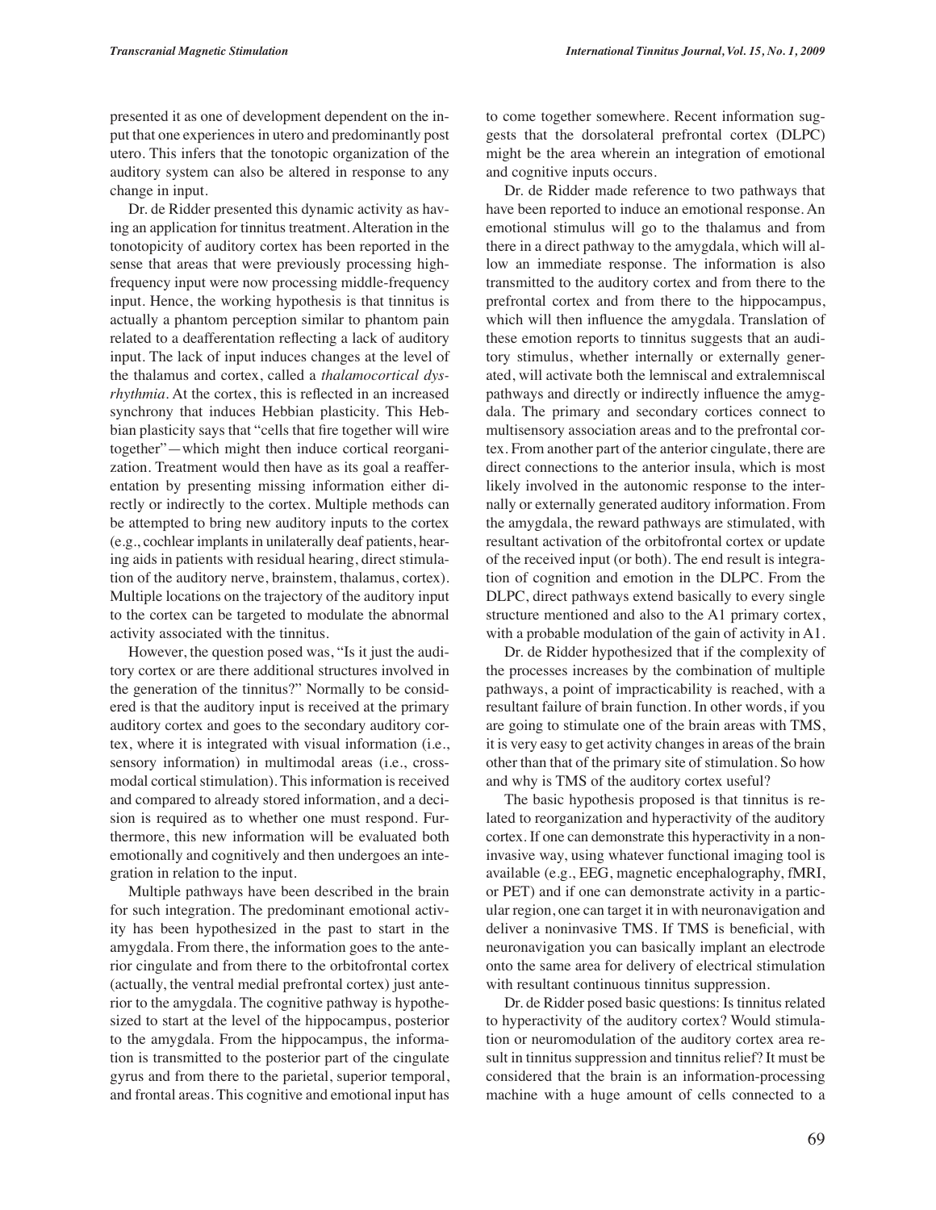presented it as one of development dependent on the input that one experiences in utero and predominantly post utero. This infers that the tonotopic organization of the auditory system can also be altered in response to any change in input.

Dr. de Ridder presented this dynamic activity as having an application for tinnitus treatment. Alteration in the tonotopicity of auditory cortex has been reported in the sense that areas that were previously processing high-frequency input were now processing middle-frequency input. Hence, the working hypothesis is that tinnitus is actually a phantom perception similar to phantom pain related to a deafferentation reflecting a lack of auditory input. The lack of input induces changes at the level of the thalamus and cortex, called a *thalamocortical dysrhythmia*. At the cortex, this is reflected in an increased synchrony that induces Hebbian plasticity. This Hebbian plasticity says that "cells that fire together will wire together"—which might then induce cortical reorganization. Treatment would then have as its goal a reafferentation by presenting missing information either directly or indirectly to the cortex. Multiple methods can be attempted to bring new auditory inputs to the cortex (e.g., cochlear implants in unilaterally deaf patients, hearing aids in patients with residual hearing, direct stimulation of the auditory nerve, brainstem, thalamus, cortex). Multiple locations on the trajectory of the auditory input to the cortex can be targeted to modulate the abnormal activity associated with the tinnitus.

However, the question posed was, "Is it just the auditory cortex or are there additional structures involved in the generation of the tinnitus?" Normally to be considered is that the auditory input is received at the primary auditory cortex and goes to the secondary auditory cortex, where it is integrated with visual information (i.e., sensory information) in multimodal areas (i.e., crossmodal cortical stimulation). This information is received and compared to already stored information, and a decision is required as to whether one must respond. Furthermore, this new information will be evaluated both emotionally and cognitively and then undergoes an integration in relation to the input.

Multiple pathways have been described in the brain for such integration. The predominant emotional activity has been hypothesized in the past to start in the amygdala. From there, the information goes to the anterior cingulate and from there to the orbitofrontal cortex (actually, the ventral medial prefrontal cortex) just anterior to the amygdala. The cognitive pathway is hypothesized to start at the level of the hippocampus, posterior to the amygdala. From the hippocampus, the information is transmitted to the posterior part of the cingulate gyrus and from there to the parietal, superior temporal, and frontal areas. This cognitive and emotional input has to come together somewhere. Recent information suggests that the dorsolateral prefrontal cortex (DLPC) might be the area wherein an integration of emotional and cognitive inputs occurs.

Dr. de Ridder made reference to two pathways that have been reported to induce an emotional response. An emotional stimulus will go to the thalamus and from there in a direct pathway to the amygdala, which will allow an immediate response. The information is also transmitted to the auditory cortex and from there to the prefrontal cortex and from there to the hippocampus, which will then influence the amygdala. Translation of these emotion reports to tinnitus suggests that an auditory stimulus, whether internally or externally generated, will activate both the lemniscal and extralemniscal pathways and directly or indirectly influence the amygdala. The primary and secondary cortices connect to multisensory association areas and to the prefrontal cortex. From another part of the anterior cingulate, there are direct connections to the anterior insula, which is most likely involved in the autonomic response to the internally or externally generated auditory information. From the amygdala, the reward pathways are stimulated, with resultant activation of the orbitofrontal cortex or update of the received input (or both). The end result is integration of cognition and emotion in the DLPC. From the DLPC, direct pathways extend basically to every single structure mentioned and also to the A1 primary cortex, with a probable modulation of the gain of activity in A1.

Dr. de Ridder hypothesized that if the complexity of the processes increases by the combination of multiple pathways, a point of impracticability is reached, with a resultant failure of brain function. In other words, if you are going to stimulate one of the brain areas with TMS, it is very easy to get activity changes in areas of the brain other than that of the primary site of stimulation. So how and why is TMS of the auditory cortex useful?

The basic hypothesis proposed is that tinnitus is related to reorganization and hyperactivity of the auditory cortex. If one can demonstrate this hyperactivity in a noninvasive way, using whatever functional imaging tool is available (e.g., EEG, magnetic encephalography, fMRI, or PET) and if one can demonstrate activity in a particular region, one can target it in with neuronavigation and deliver a noninvasive TMS. If TMS is beneficial, with neuronavigation you can basically implant an electrode onto the same area for delivery of electrical stimulation with resultant continuous tinnitus suppression.

Dr. de Ridder posed basic questions: Is tinnitus related to hyperactivity of the auditory cortex? Would stimulation or neuromodulation of the auditory cortex area result in tinnitus suppression and tinnitus relief? It must be considered that the brain is an information-processing machine with a huge amount of cells connected to a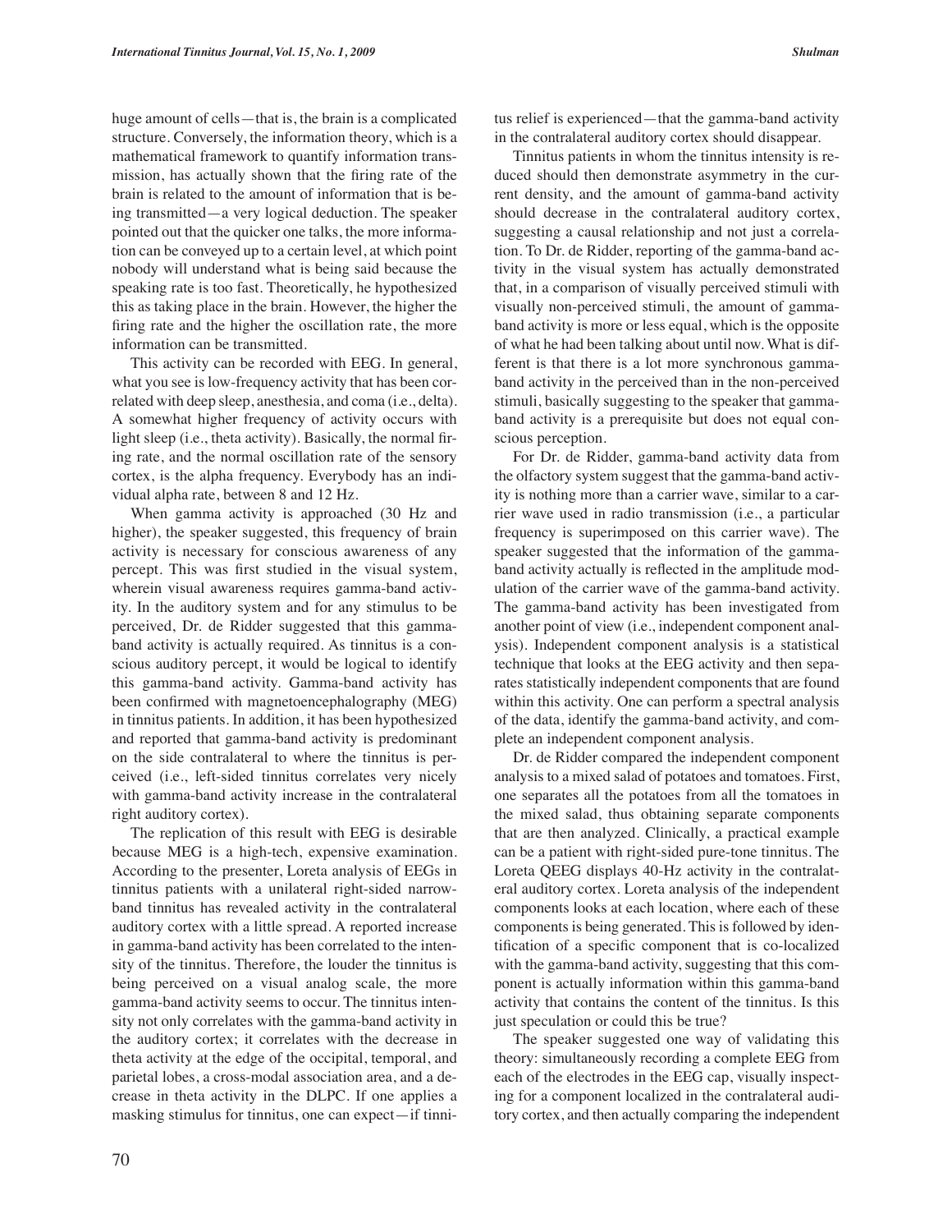huge amount of cells—that is, the brain is a complicated structure. Conversely, the information theory, which is a mathematical framework to quantify information transmission, has actually shown that the firing rate of the brain is related to the amount of information that is being transmitted—a very logical deduction. The speaker pointed out that the quicker one talks, the more information can be conveyed up to a certain level, at which point nobody will understand what is being said because the speaking rate is too fast. Theoretically, he hypothesized this as taking place in the brain. However, the higher the firing rate and the higher the oscillation rate, the more information can be transmitted.

This activity can be recorded with EEG. In general, what you see is low-frequency activity that has been correlated with deep sleep, anesthesia, and coma (i.e., delta). A somewhat higher frequency of activity occurs with light sleep (i.e., theta activity). Basically, the normal firing rate, and the normal oscillation rate of the sensory cortex, is the alpha frequency. Everybody has an individual alpha rate, between 8 and 12 Hz.

When gamma activity is approached (30 Hz and higher), the speaker suggested, this frequency of brain activity is necessary for conscious awareness of any percept. This was first studied in the visual system, wherein visual awareness requires gamma-band activity. In the auditory system and for any stimulus to be perceived, Dr. de Ridder suggested that this gamma-band activity is actually required. As tinnitus is a conscious auditory percept, it would be logical to identify this gamma-band activity. Gamma-band activity has been confirmed with magnetoencephalography (MEG) in tinnitus patients. In addition, it has been hypothesized and reported that gamma-band activity is predominant on the side contralateral to where the tinnitus is perceived (i.e., left-sided tinnitus correlates very nicely with gamma-band activity increase in the contralateral right auditory cortex).

The replication of this result with EEG is desirable because MEG is a high-tech, expensive examination. According to the presenter, Loreta analysis of EEGs in tinnitus patients with a unilateral right-sided narrow-band tinnitus has revealed activity in the contralateral auditory cortex with a little spread. A reported increase in gamma-band activity has been correlated to the intensity of the tinnitus. Therefore, the louder the tinnitus is being perceived on a visual analog scale, the more gamma-band activity seems to occur. The tinnitus intensity not only correlates with the gamma-band activity in the auditory cortex; it correlates with the decrease in theta activity at the edge of the occipital, temporal, and parietal lobes, a cross-modal association area, and a decrease in theta activity in the DLPC. If one applies a masking stimulus for tinnitus, one can expect—if tinnitus relief is experienced—that the gamma-band activity in the contralateral auditory cortex should disappear.

Tinnitus patients in whom the tinnitus intensity is reduced should then demonstrate asymmetry in the current density, and the amount of gamma-band activity should decrease in the contralateral auditory cortex, suggesting a causal relationship and not just a correlation. To Dr. de Ridder, reporting of the gamma-band activity in the visual system has actually demonstrated that, in a comparison of visually perceived stimuli with visually non-perceived stimuli, the amount of gamma-band activity is more or less equal, which is the opposite of what he had been talking about until now. What is different is that there is a lot more synchronous gamma-band activity in the perceived than in the non-perceived stimuli, basically suggesting to the speaker that gamma-band activity is a prerequisite but does not equal conscious perception.

For Dr. de Ridder, gamma-band activity data from the olfactory system suggest that the gamma-band activity is nothing more than a carrier wave, similar to a carrier wave used in radio transmission (i.e., a particular frequency is superimposed on this carrier wave). The speaker suggested that the information of the gamma-band activity actually is reflected in the amplitude modulation of the carrier wave of the gamma-band activity. The gamma-band activity has been investigated from another point of view (i.e., independent component analysis). Independent component analysis is a statistical technique that looks at the EEG activity and then separates statistically independent components that are found within this activity. One can perform a spectral analysis of the data, identify the gamma-band activity, and complete an independent component analysis.

Dr. de Ridder compared the independent component analysis to a mixed salad of potatoes and tomatoes. First, one separates all the potatoes from all the tomatoes in the mixed salad, thus obtaining separate components that are then analyzed. Clinically, a practical example can be a patient with right-sided pure-tone tinnitus. The Loreta QEEG displays 40-Hz activity in the contralateral auditory cortex. Loreta analysis of the independent components looks at each location, where each of these components is being generated. This is followed by identification of a specific component that is co-localized with the gamma-band activity, suggesting that this component is actually information within this gamma-band activity that contains the content of the tinnitus. Is this just speculation or could this be true?

The speaker suggested one way of validating this theory: simultaneously recording a complete EEG from each of the electrodes in the EEG cap, visually inspecting for a component localized in the contralateral auditory cortex, and then actually comparing the independent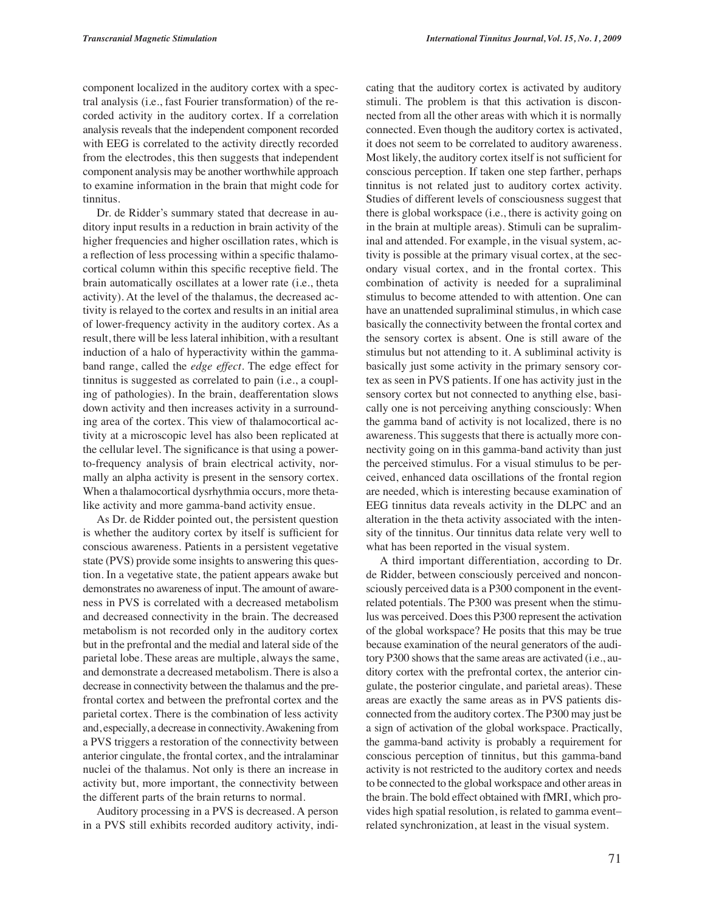component localized in the auditory cortex with a spectral analysis (i.e., fast Fourier transformation) of the recorded activity in the auditory cortex. If a correlation analysis reveals that the independent component recorded with EEG is correlated to the activity directly recorded from the electrodes, this then suggests that independent component analysis may be another worthwhile approach to examine information in the brain that might code for tinnitus.

Dr. de Ridder's summary stated that decrease in auditory input results in a reduction in brain activity of the higher frequencies and higher oscillation rates, which is a reflection of less processing within a specific thalamocortical column within this specific receptive field. The brain automatically oscillates at a lower rate (i.e., theta activity). At the level of the thalamus, the decreased activity is relayed to the cortex and results in an initial area of lower-frequency activity in the auditory cortex. As a result, there will be less lateral inhibition, with a resultant induction of a halo of hyperactivity within the gamma-band range, called the *edge effect*. The edge effect for tinnitus is suggested as correlated to pain (i.e., a coupling of pathologies). In the brain, deafferentation slows down activity and then increases activity in a surrounding area of the cortex. This view of thalamocortical activity at a microscopic level has also been replicated at the cellular level. The significance is that using a power-to-frequency analysis of brain electrical activity, normally an alpha activity is present in the sensory cortex. When a thalamocortical dysrhythmia occurs, more theta-like activity and more gamma-band activity ensue.

As Dr. de Ridder pointed out, the persistent question is whether the auditory cortex by itself is sufficient for conscious awareness. Patients in a persistent vegetative state (PVS) provide some insights to answering this question. In a vegetative state, the patient appears awake but demonstrates no awareness of input. The amount of awareness in PVS is correlated with a decreased metabolism and decreased connectivity in the brain. The decreased metabolism is not recorded only in the auditory cortex but in the prefrontal and the medial and lateral side of the parietal lobe. These areas are multiple, always the same, and demonstrate a decreased metabolism. There is also a decrease in connectivity between the thalamus and the prefrontal cortex and between the prefrontal cortex and the parietal cortex. There is the combination of less activity and, especially, a decrease in connectivity. Awakening from a PVS triggers a restoration of the connectivity between anterior cingulate, the frontal cortex, and the intralaminar nuclei of the thalamus. Not only is there an increase in activity but, more important, the connectivity between the different parts of the brain returns to normal.

Auditory processing in a PVS is decreased. A person in a PVS still exhibits recorded auditory activity, indicating that the auditory cortex is activated by auditory stimuli. The problem is that this activation is disconnected from all the other areas with which it is normally connected. Even though the auditory cortex is activated, it does not seem to be correlated to auditory awareness. Most likely, the auditory cortex itself is not sufficient for conscious perception. If taken one step farther, perhaps tinnitus is not related just to auditory cortex activity. Studies of different levels of consciousness suggest that there is global workspace (i.e., there is activity going on in the brain at multiple areas). Stimuli can be supraliminal and attended. For example, in the visual system, activity is possible at the primary visual cortex, at the secondary visual cortex, and in the frontal cortex. This combination of activity is needed for a supraliminal stimulus to become attended to with attention. One can have an unattended supraliminal stimulus, in which case basically the connectivity between the frontal cortex and the sensory cortex is absent. One is still aware of the stimulus but not attending to it. A subliminal activity is basically just some activity in the primary sensory cortex as seen in PVS patients. If one has activity just in the sensory cortex but not connected to anything else, basically one is not perceiving anything consciously: When the gamma band of activity is not localized, there is no awareness. This suggests that there is actually more connectivity going on in this gamma-band activity than just the perceived stimulus. For a visual stimulus to be perceived, enhanced data oscillations of the frontal region are needed, which is interesting because examination of EEG tinnitus data reveals activity in the DLPC and an alteration in the theta activity associated with the intensity of the tinnitus. Our tinnitus data relate very well to what has been reported in the visual system.

A third important differentiation, according to Dr. de Ridder, between consciously perceived and nonconsciously perceived data is a P300 component in the event-related potentials. The P300 was present when the stimulus was perceived. Does this P300 represent the activation of the global workspace? He posits that this may be true because examination of the neural generators of the auditory P300 shows that the same areas are activated (i.e., auditory cortex with the prefrontal cortex, the anterior cingulate, the posterior cingulate, and parietal areas). These areas are exactly the same areas as in PVS patients disconnected from the auditory cortex. The P300 may just be a sign of activation of the global workspace. Practically, the gamma-band activity is probably a requirement for conscious perception of tinnitus, but this gamma-band activity is not restricted to the auditory cortex and needs to be connected to the global workspace and other areas in the brain. The bold effect obtained with fMRI, which provides high spatial resolution, is related to gamma event–related synchronization, at least in the visual system.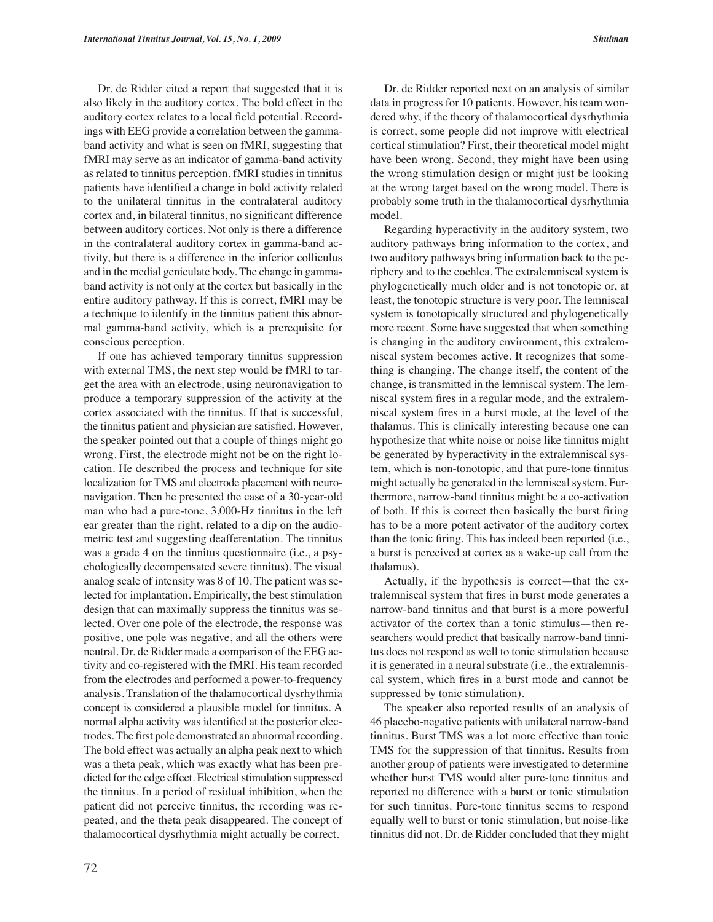Dr. de Ridder cited a report that suggested that it is also likely in the auditory cortex. The bold effect in the auditory cortex relates to a local field potential. Recordings with EEG provide a correlation between the gamma-band activity and what is seen on fMRI, suggesting that fMRI may serve as an indicator of gamma-band activity as related to tinnitus perception. fMRI studies in tinnitus patients have identified a change in bold activity related to the unilateral tinnitus in the contralateral auditory cortex and, in bilateral tinnitus, no significant difference between auditory cortices. Not only is there a difference in the contralateral auditory cortex in gamma-band activity, but there is a difference in the inferior colliculus and in the medial geniculate body. The change in gamma-band activity is not only at the cortex but basically in the entire auditory pathway. If this is correct, fMRI may be a technique to identify in the tinnitus patient this abnormal gamma-band activity, which is a prerequisite for conscious perception.

If one has achieved temporary tinnitus suppression with external TMS, the next step would be fMRI to target the area with an electrode, using neuronavigation to produce a temporary suppression of the activity at the cortex associated with the tinnitus. If that is successful, the tinnitus patient and physician are satisfied. However, the speaker pointed out that a couple of things might go wrong. First, the electrode might not be on the right location. He described the process and technique for site localization for TMS and electrode placement with neuronavigation. Then he presented the case of a 30-year-old man who had a pure-tone, 3,000-Hz tinnitus in the left ear greater than the right, related to a dip on the audiometric test and suggesting deafferentation. The tinnitus was a grade 4 on the tinnitus questionnaire (i.e., a psychologically decompensated severe tinnitus). The visual analog scale of intensity was 8 of 10. The patient was selected for implantation. Empirically, the best stimulation design that can maximally suppress the tinnitus was selected. Over one pole of the electrode, the response was positive, one pole was negative, and all the others were neutral. Dr. de Ridder made a comparison of the EEG activity and co-registered with the fMRI. His team recorded from the electrodes and performed a power-to-frequency analysis. Translation of the thalamocortical dysrhythmia concept is considered a plausible model for tinnitus. A normal alpha activity was identified at the posterior electrodes. The first pole demonstrated an abnormal recording. The bold effect was actually an alpha peak next to which was a theta peak, which was exactly what has been predicted for the edge effect. Electrical stimulation suppressed the tinnitus. In a period of residual inhibition, when the patient did not perceive tinnitus, the recording was repeated, and the theta peak disappeared. The concept of thalamocortical dysrhythmia might actually be correct.

Dr. de Ridder reported next on an analysis of similar data in progress for 10 patients. However, his team wondered why, if the theory of thalamocortical dysrhythmia is correct, some people did not improve with electrical cortical stimulation? First, their theoretical model might have been wrong. Second, they might have been using the wrong stimulation design or might just be looking at the wrong target based on the wrong model. There is probably some truth in the thalamocortical dysrhythmia model.

Regarding hyperactivity in the auditory system, two auditory pathways bring information to the cortex, and two auditory pathways bring information back to the periphery and to the cochlea. The extralemniscal system is phylogenetically much older and is not tonotopic or, at least, the tonotopic structure is very poor. The lemniscal system is tonotopically structured and phylogenetically more recent. Some have suggested that when something is changing in the auditory environment, this extralemniscal system becomes active. It recognizes that something is changing. The change itself, the content of the change, is transmitted in the lemniscal system. The lemniscal system fires in a regular mode, and the extralemniscal system fires in a burst mode, at the level of the thalamus. This is clinically interesting because one can hypothesize that white noise or noise like tinnitus might be generated by hyperactivity in the extralemniscal system, which is non-tonotopic, and that pure-tone tinnitus might actually be generated in the lemniscal system. Furthermore, narrow-band tinnitus might be a co-activation of both. If this is correct then basically the burst firing has to be a more potent activator of the auditory cortex than the tonic firing. This has indeed been reported (i.e., a burst is perceived at cortex as a wake-up call from the thalamus).

Actually, if the hypothesis is correct—that the extralemniscal system that fires in burst mode generates a narrow-band tinnitus and that burst is a more powerful activator of the cortex than a tonic stimulus—then researchers would predict that basically narrow-band tinnitus does not respond as well to tonic stimulation because it is generated in a neural substrate (i.e., the extralemniscal system, which fires in a burst mode and cannot be suppressed by tonic stimulation).

The speaker also reported results of an analysis of 46 placebo-negative patients with unilateral narrow-band tinnitus. Burst TMS was a lot more effective than tonic TMS for the suppression of that tinnitus. Results from another group of patients were investigated to determine whether burst TMS would alter pure-tone tinnitus and reported no difference with a burst or tonic stimulation for such tinnitus. Pure-tone tinnitus seems to respond equally well to burst or tonic stimulation, but noise-like tinnitus did not. Dr. de Ridder concluded that they might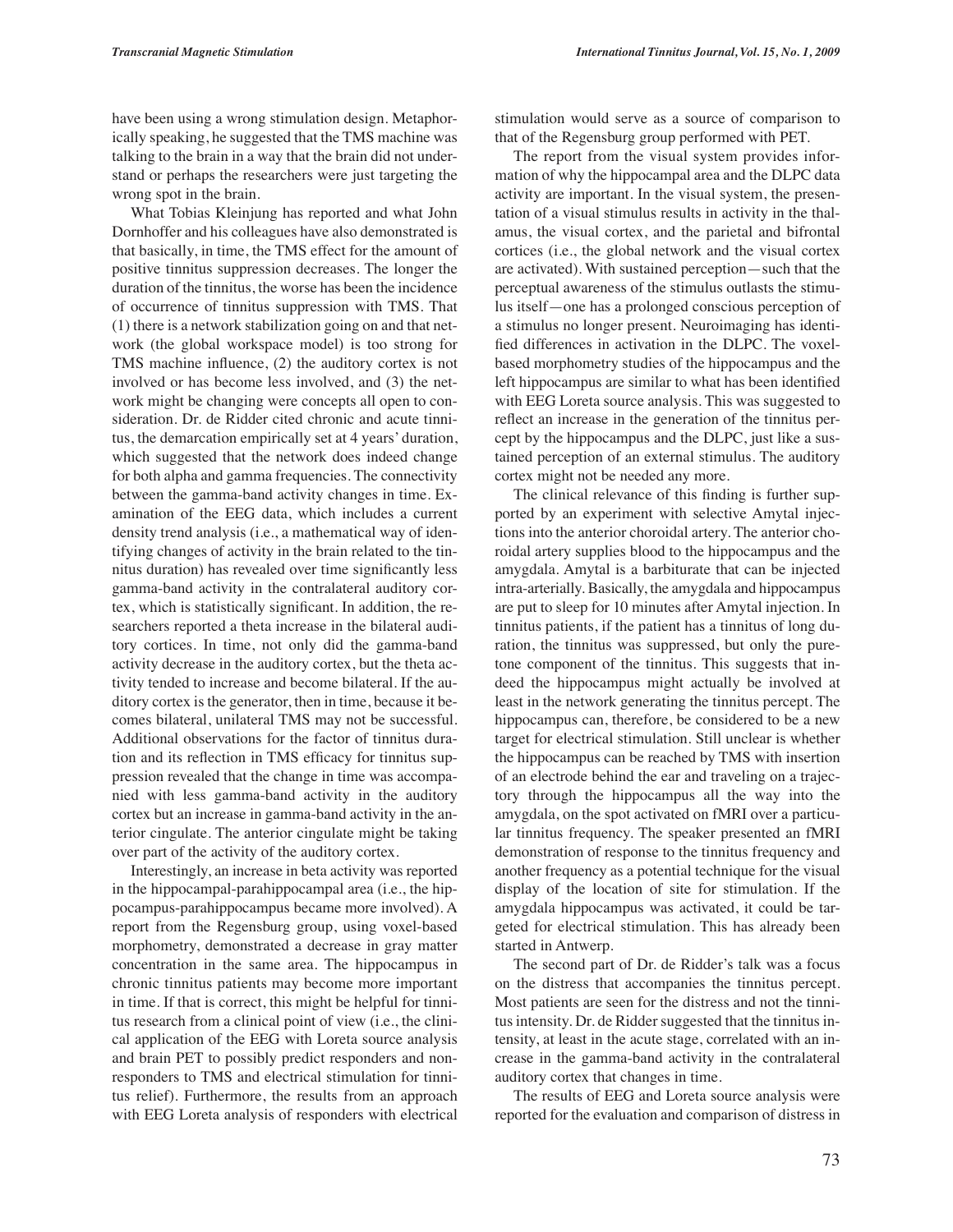have been using a wrong stimulation design. Metaphorically speaking, he suggested that the TMS machine was talking to the brain in a way that the brain did not understand or perhaps the researchers were just targeting the wrong spot in the brain.

What Tobias Kleinjung has reported and what John Dornhoffer and his colleagues have also demonstrated is that basically, in time, the TMS effect for the amount of positive tinnitus suppression decreases. The longer the duration of the tinnitus, the worse has been the incidence of occurrence of tinnitus suppression with TMS. That (1) there is a network stabilization going on and that network (the global workspace model) is too strong for TMS machine influence, (2) the auditory cortex is not involved or has become less involved, and (3) the network might be changing were concepts all open to consideration. Dr. de Ridder cited chronic and acute tinnitus, the demarcation empirically set at 4 years' duration, which suggested that the network does indeed change for both alpha and gamma frequencies. The connectivity between the gamma-band activity changes in time. Examination of the EEG data, which includes a current density trend analysis (i.e., a mathematical way of identifying changes of activity in the brain related to the tinnitus duration) has revealed over time significantly less gamma-band activity in the contralateral auditory cortex, which is statistically significant. In addition, the researchers reported a theta increase in the bilateral auditory cortices. In time, not only did the gamma-band activity decrease in the auditory cortex, but the theta activity tended to increase and become bilateral. If the auditory cortex is the generator, then in time, because it becomes bilateral, unilateral TMS may not be successful. Additional observations for the factor of tinnitus duration and its reflection in TMS efficacy for tinnitus suppression revealed that the change in time was accompanied with less gamma-band activity in the auditory cortex but an increase in gamma-band activity in the anterior cingulate. The anterior cingulate might be taking over part of the activity of the auditory cortex.

Interestingly, an increase in beta activity was reported in the hippocampal-parahippocampal area (i.e., the hippocampus-parahippocampus became more involved). A report from the Regensburg group, using voxel-based morphometry, demonstrated a decrease in gray matter concentration in the same area. The hippocampus in chronic tinnitus patients may become more important in time. If that is correct, this might be helpful for tinnitus research from a clinical point of view (i.e., the clinical application of the EEG with Loreta source analysis and brain PET to possibly predict responders and nonresponders to TMS and electrical stimulation for tinnitus relief). Furthermore, the results from an approach with EEG Loreta analysis of responders with electrical stimulation would serve as a source of comparison to that of the Regensburg group performed with PET.

The report from the visual system provides information of why the hippocampal area and the DLPC data activity are important. In the visual system, the presentation of a visual stimulus results in activity in the thalamus, the visual cortex, and the parietal and bifrontal cortices (i.e., the global network and the visual cortex are activated). With sustained perception—such that the perceptual awareness of the stimulus outlasts the stimulus itself—one has a prolonged conscious perception of a stimulus no longer present. Neuroimaging has identified differences in activation in the DLPC. The voxel-based morphometry studies of the hippocampus and the left hippocampus are similar to what has been identified with EEG Loreta source analysis. This was suggested to reflect an increase in the generation of the tinnitus percept by the hippocampus and the DLPC, just like a sustained perception of an external stimulus. The auditory cortex might not be needed any more.

The clinical relevance of this finding is further supported by an experiment with selective Amytal injections into the anterior choroidal artery. The anterior choroidal artery supplies blood to the hippocampus and the amygdala. Amytal is a barbiturate that can be injected intra-arterially. Basically, the amygdala and hippocampus are put to sleep for 10 minutes after Amytal injection. In tinnitus patients, if the patient has a tinnitus of long duration, the tinnitus was suppressed, but only the pure-tone component of the tinnitus. This suggests that indeed the hippocampus might actually be involved at least in the network generating the tinnitus percept. The hippocampus can, therefore, be considered to be a new target for electrical stimulation. Still unclear is whether the hippocampus can be reached by TMS with insertion of an electrode behind the ear and traveling on a trajectory through the hippocampus all the way into the amygdala, on the spot activated on fMRI over a particular tinnitus frequency. The speaker presented an fMRI demonstration of response to the tinnitus frequency and another frequency as a potential technique for the visual display of the location of site for stimulation. If the amygdala hippocampus was activated, it could be targeted for electrical stimulation. This has already been started in Antwerp.

The second part of Dr. de Ridder's talk was a focus on the distress that accompanies the tinnitus percept. Most patients are seen for the distress and not the tinnitus intensity. Dr. de Ridder suggested that the tinnitus intensity, at least in the acute stage, correlated with an increase in the gamma-band activity in the contralateral auditory cortex that changes in time.

The results of EEG and Loreta source analysis were reported for the evaluation and comparison of distress in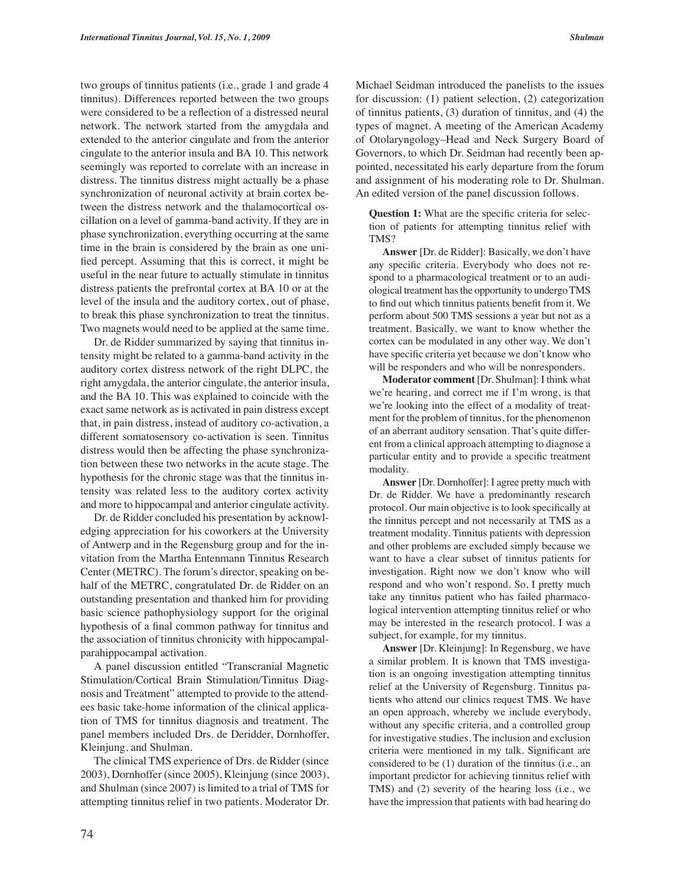two groups of tinnitus patients (i.e., grade 1 and grade 4 tinnitus). Differences reported between the two groups were considered to be a reflection of a distressed neural network. The network started from the amygdala and extended to the anterior cingulate and from the anterior cingulate to the anterior insula and BA 10. This network seemingly was reported to correlate with an increase in distress. The tinnitus distress might actually be a phase synchronization of neuronal activity at brain cortex between the distress network and the thalamocortical oscillation on a level of gamma-band activity. If they are in phase synchronization, everything occurring at the same time in the brain is considered by the brain as one unified percept. Assuming that this is correct, it might be useful in the near future to actually stimulate in tinnitus distress patients the prefrontal cortex at BA 10 or at the level of the insula and the auditory cortex, out of phase, to break this phase synchronization to treat the tinnitus. Two magnets would need to be applied at the same time.

Dr. de Ridder summarized by saying that tinnitus intensity might be related to a gamma-band activity in the auditory cortex distress network of the right DLPC, the right amygdala, the anterior cingulate, the anterior insula, and the BA 10. This was explained to coincide with the exact same network as is activated in pain distress except that, in pain distress, instead of auditory co-activation, a different somatosensory co-activation is seen. Tinnitus distress would then be affecting the phase synchronization between these two networks in the acute stage. The hypothesis for the chronic stage was that the tinnitus intensity was related less to the auditory cortex activity and more to hippocampal and anterior cingulate activity.

Dr. de Ridder concluded his presentation by acknowledging appreciation for his coworkers at the University of Antwerp and in the Regensburg group and for the invitation from the Martha Entenmann Tinnitus Research Center (METRC). The forum's director, speaking on behalf of the METRC, congratulated Dr. de Ridder on an outstanding presentation and thanked him for providing basic science pathophysiology support for the original hypothesis of a final common pathway for tinnitus and the association of tinnitus chronicity with hippocampal-parahippocampal activation.

A panel discussion entitled "Transcranial Magnetic Stimulation/Cortical Brain Stimulation/Tinnitus Diagnosis and Treatment" attempted to provide to the attendees basic take-home information of the clinical application of TMS for tinnitus diagnosis and treatment. The panel members included Drs. de Deridder, Dornhoffer, Kleinjung, and Shulman.

The clinical TMS experience of Drs. de Ridder (since 2003), Dornhoffer (since 2005), Kleinjung (since 2003), and Shulman (since 2007) is limited to a trial of TMS for attempting tinnitus relief in two patients. Moderator Dr. Michael Seidman introduced the panelists to the issues for discussion: (1) patient selection, (2) categorization of tinnitus patients, (3) duration of tinnitus, and (4) the types of magnet. A meeting of the American Academy of Otolaryngology–Head and Neck Surgery Board of Governors, to which Dr. Seidman had recently been appointed, necessitated his early departure from the forum and assignment of his moderating role to Dr. Shulman. An edited version of the panel discussion follows.

**Question 1:** What are the specific criteria for selection of patients for attempting tinnitus relief with TMS?

**Answer** [Dr. de Ridder]: Basically, we don't have any specific criteria. Everybody who does not respond to a pharmacological treatment or to an audiological treatment has the opportunity to undergo TMS to find out which tinnitus patients benefit from it. We perform about 500 TMS sessions a year but not as a treatment. Basically, we want to know whether the cortex can be modulated in any other way. We don't have specific criteria yet because we don't know who will be responders and who will be nonresponders.

**Moderator comment** [Dr. Shulman]: I think what we're hearing, and correct me if I'm wrong, is that we're looking into the effect of a modality of treatment for the problem of tinnitus, for the phenomenon of an aberrant auditory sensation. That's quite different from a clinical approach attempting to diagnose a particular entity and to provide a specific treatment modality.

**Answer** [Dr. Dornhoffer]: I agree pretty much with Dr. de Ridder. We have a predominantly research protocol. Our main objective is to look specifically at the tinnitus percept and not necessarily at TMS as a treatment modality. Tinnitus patients with depression and other problems are excluded simply because we want to have a clear subset of tinnitus patients for investigation. Right now we don't know who will respond and who won't respond. So, I pretty much take any tinnitus patient who has failed pharmacological intervention attempting tinnitus relief or who may be interested in the research protocol. I was a subject, for example, for my tinnitus.

**Answer** [Dr. Kleinjung]: In Regensburg, we have a similar problem. It is known that TMS investigation is an ongoing investigation attempting tinnitus relief at the University of Regensburg. Tinnitus patients who attend our clinics request TMS. We have an open approach, whereby we include everybody, without any specific criteria, and a controlled group for investigative studies. The inclusion and exclusion criteria were mentioned in my talk. Significant are considered to be (1) duration of the tinnitus (i.e., an important predictor for achieving tinnitus relief with TMS) and (2) severity of the hearing loss (i.e., we have the impression that patients with bad hearing do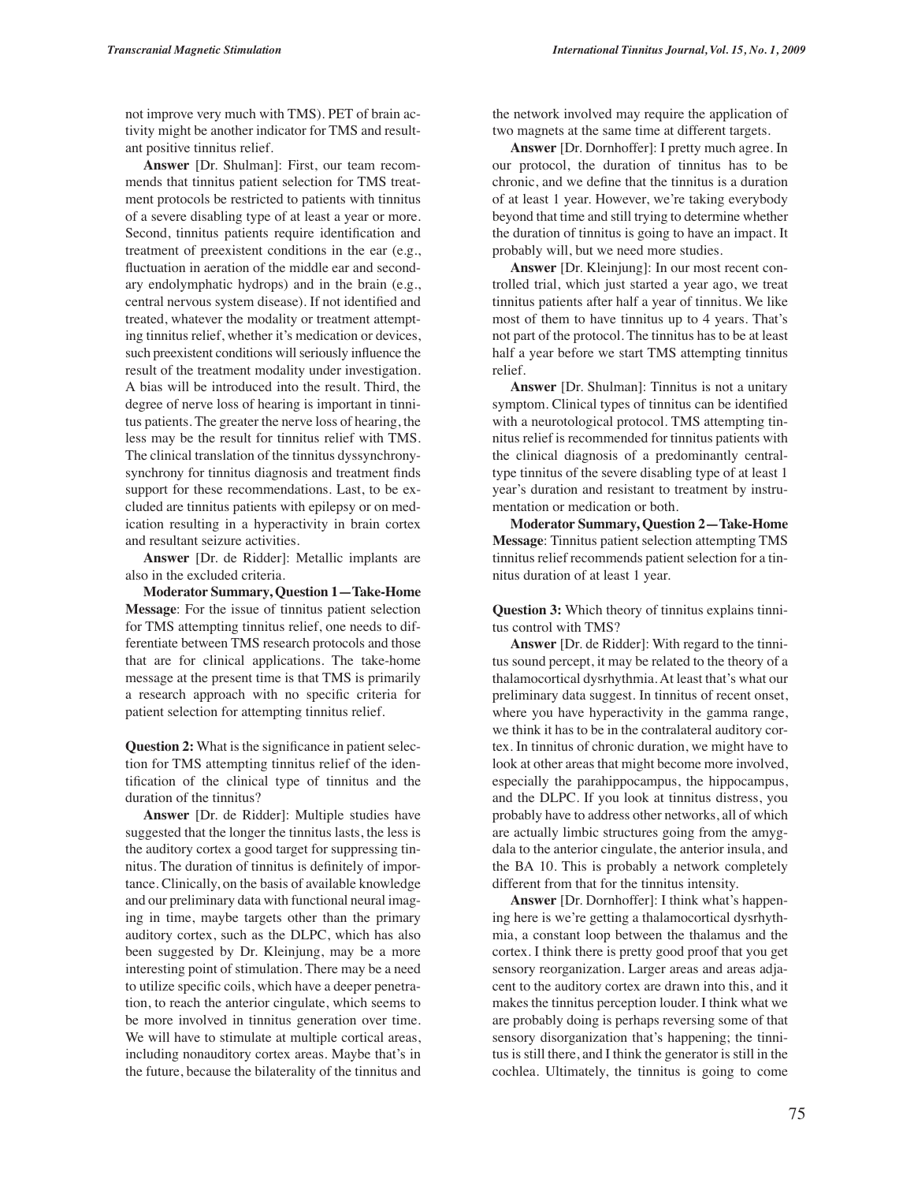not improve very much with TMS). PET of brain activity might be another indicator for TMS and resultant positive tinnitus relief.

**Answer** [Dr. Shulman]: First, our team recommends that tinnitus patient selection for TMS treatment protocols be restricted to patients with tinnitus of a severe disabling type of at least a year or more. Second, tinnitus patients require identification and treatment of preexistent conditions in the ear (e.g., fluctuation in aeration of the middle ear and secondary endolymphatic hydrops) and in the brain (e.g., central nervous system disease). If not identified and treated, whatever the modality or treatment attempting tinnitus relief, whether it's medication or devices, such preexistent conditions will seriously influence the result of the treatment modality under investigation. A bias will be introduced into the result. Third, the degree of nerve loss of hearing is important in tinnitus patients. The greater the nerve loss of hearing, the less may be the result for tinnitus relief with TMS. The clinical translation of the tinnitus dyssynchrony-synchrony for tinnitus diagnosis and treatment finds support for these recommendations. Last, to be excluded are tinnitus patients with epilepsy or on medication resulting in a hyperactivity in brain cortex and resultant seizure activities.

**Answer** [Dr. de Ridder]: Metallic implants are also in the excluded criteria.

**Moderator Summary, Question 1—Take-Home Message**: For the issue of tinnitus patient selection for TMS attempting tinnitus relief, one needs to differentiate between TMS research protocols and those that are for clinical applications. The take-home message at the present time is that TMS is primarily a research approach with no specific criteria for patient selection for attempting tinnitus relief.

**Question 2:** What is the significance in patient selection for TMS attempting tinnitus relief of the identification of the clinical type of tinnitus and the duration of the tinnitus?

**Answer** [Dr. de Ridder]: Multiple studies have suggested that the longer the tinnitus lasts, the less is the auditory cortex a good target for suppressing tinnitus. The duration of tinnitus is definitely of importance. Clinically, on the basis of available knowledge and our preliminary data with functional neural imaging in time, maybe targets other than the primary auditory cortex, such as the DLPC, which has also been suggested by Dr. Kleinjung, may be a more interesting point of stimulation. There may be a need to utilize specific coils, which have a deeper penetration, to reach the anterior cingulate, which seems to be more involved in tinnitus generation over time. We will have to stimulate at multiple cortical areas, including nonauditory cortex areas. Maybe that's in the future, because the bilaterality of the tinnitus and the network involved may require the application of two magnets at the same time at different targets.

**Answer** [Dr. Dornhoffer]: I pretty much agree. In our protocol, the duration of tinnitus has to be chronic, and we define that the tinnitus is a duration of at least 1 year. However, we're taking everybody beyond that time and still trying to determine whether the duration of tinnitus is going to have an impact. It probably will, but we need more studies.

**Answer** [Dr. Kleinjung]: In our most recent controlled trial, which just started a year ago, we treat tinnitus patients after half a year of tinnitus. We like most of them to have tinnitus up to 4 years. That's not part of the protocol. The tinnitus has to be at least half a year before we start TMS attempting tinnitus relief.

**Answer** [Dr. Shulman]: Tinnitus is not a unitary symptom. Clinical types of tinnitus can be identified with a neurotological protocol. TMS attempting tinnitus relief is recommended for tinnitus patients with the clinical diagnosis of a predominantly central-type tinnitus of the severe disabling type of at least 1 year's duration and resistant to treatment by instrumentation or medication or both.

**Moderator Summary, Question 2—Take-Home Message**: Tinnitus patient selection attempting TMS tinnitus relief recommends patient selection for a tinnitus duration of at least 1 year.

**Question 3:** Which theory of tinnitus explains tinnitus control with TMS?

**Answer** [Dr. de Ridder]: With regard to the tinnitus sound percept, it may be related to the theory of a thalamocortical dysrhythmia. At least that's what our preliminary data suggest. In tinnitus of recent onset, where you have hyperactivity in the gamma range, we think it has to be in the contralateral auditory cortex. In tinnitus of chronic duration, we might have to look at other areas that might become more involved, especially the parahippocampus, the hippocampus, and the DLPC. If you look at tinnitus distress, you probably have to address other networks, all of which are actually limbic structures going from the amygdala to the anterior cingulate, the anterior insula, and the BA 10. This is probably a network completely different from that for the tinnitus intensity.

**Answer** [Dr. Dornhoffer]: I think what's happening here is we're getting a thalamocortical dysrhythmia, a constant loop between the thalamus and the cortex. I think there is pretty good proof that you get sensory reorganization. Larger areas and areas adjacent to the auditory cortex are drawn into this, and it makes the tinnitus perception louder. I think what we are probably doing is perhaps reversing some of that sensory disorganization that's happening; the tinnitus is still there, and I think the generator is still in the cochlea. Ultimately, the tinnitus is going to come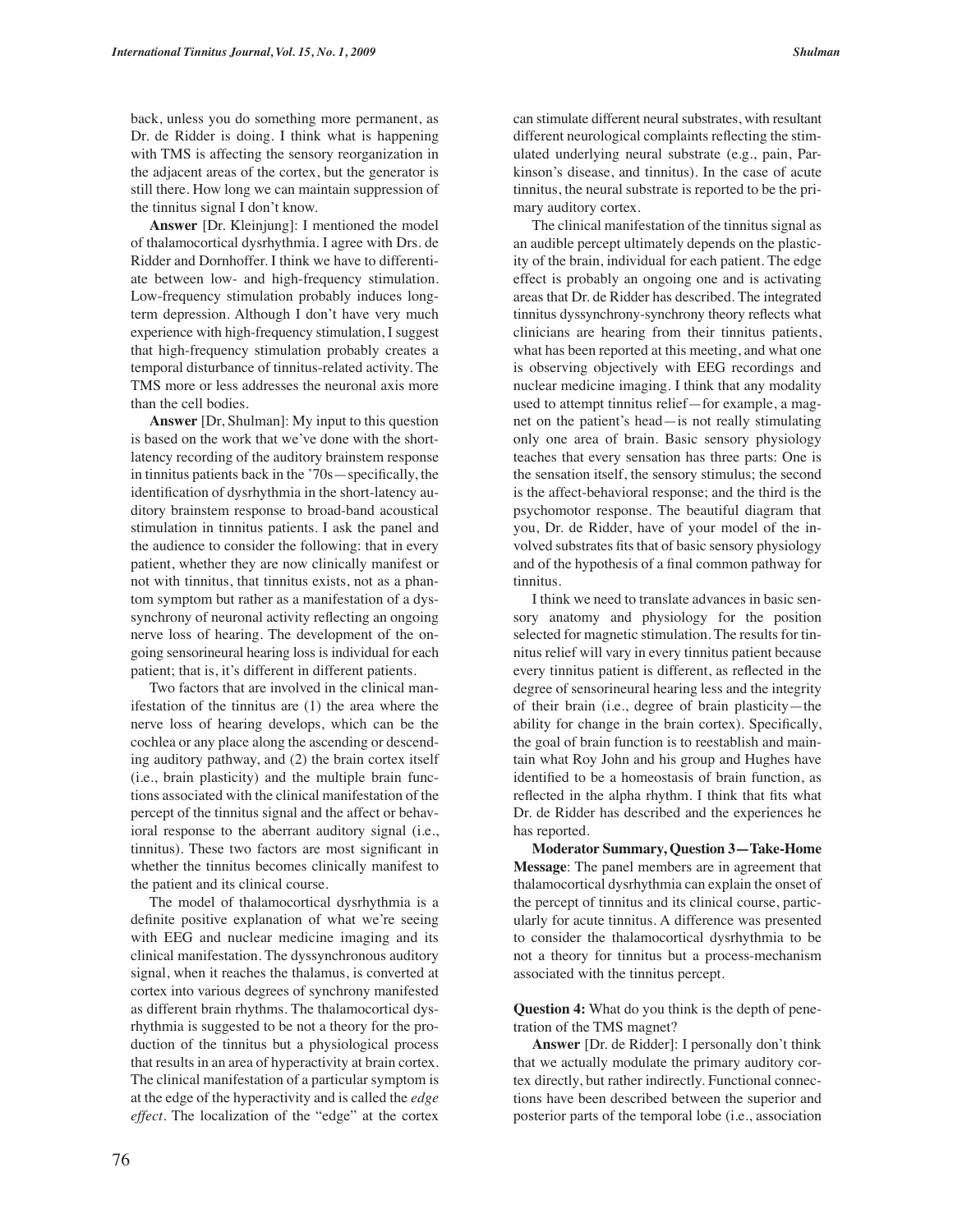back, unless you do something more permanent, as Dr. de Ridder is doing. I think what is happening with TMS is affecting the sensory reorganization in the adjacent areas of the cortex, but the generator is still there. How long we can maintain suppression of the tinnitus signal I don't know.

**Answer** [Dr. Kleinjung]: I mentioned the model of thalamocortical dysrhythmia. I agree with Drs. de Ridder and Dornhoffer. I think we have to differentiate between low- and high-frequency stimulation. Low-frequency stimulation probably induces long-term depression. Although I don't have very much experience with high-frequency stimulation, I suggest that high-frequency stimulation probably creates a temporal disturbance of tinnitus-related activity. The TMS more or less addresses the neuronal axis more than the cell bodies.

**Answer** [Dr, Shulman]: My input to this question is based on the work that we've done with the short-latency recording of the auditory brainstem response in tinnitus patients back in the '70s—specifically, the identification of dysrhythmia in the short-latency auditory brainstem response to broad-band acoustical stimulation in tinnitus patients. I ask the panel and the audience to consider the following: that in every patient, whether they are now clinically manifest or not with tinnitus, that tinnitus exists, not as a phantom symptom but rather as a manifestation of a dyssynchrony of neuronal activity reflecting an ongoing nerve loss of hearing. The development of the ongoing sensorineural hearing loss is individual for each patient; that is, it's different in different patients.

Two factors that are involved in the clinical manifestation of the tinnitus are (1) the area where the nerve loss of hearing develops, which can be the cochlea or any place along the ascending or descending auditory pathway, and (2) the brain cortex itself (i.e., brain plasticity) and the multiple brain functions associated with the clinical manifestation of the percept of the tinnitus signal and the affect or behavioral response to the aberrant auditory signal (i.e., tinnitus). These two factors are most significant in whether the tinnitus becomes clinically manifest to the patient and its clinical course.

The model of thalamocortical dysrhythmia is a definite positive explanation of what we're seeing with EEG and nuclear medicine imaging and its clinical manifestation. The dyssynchronous auditory signal, when it reaches the thalamus, is converted at cortex into various degrees of synchrony manifested as different brain rhythms. The thalamocortical dysrhythmia is suggested to be not a theory for the production of the tinnitus but a physiological process that results in an area of hyperactivity at brain cortex. The clinical manifestation of a particular symptom is at the edge of the hyperactivity and is called the *edge effect*. The localization of the "edge" at the cortex can stimulate different neural substrates, with resultant different neurological complaints reflecting the stimulated underlying neural substrate (e.g., pain, Parkinson's disease, and tinnitus). In the case of acute tinnitus, the neural substrate is reported to be the primary auditory cortex.

The clinical manifestation of the tinnitus signal as an audible percept ultimately depends on the plasticity of the brain, individual for each patient. The edge effect is probably an ongoing one and is activating areas that Dr. de Ridder has described. The integrated tinnitus dyssynchrony-synchrony theory reflects what clinicians are hearing from their tinnitus patients, what has been reported at this meeting, and what one is observing objectively with EEG recordings and nuclear medicine imaging. I think that any modality used to attempt tinnitus relief—for example, a magnet on the patient's head—is not really stimulating only one area of brain. Basic sensory physiology teaches that every sensation has three parts: One is the sensation itself, the sensory stimulus; the second is the affect-behavioral response; and the third is the psychomotor response. The beautiful diagram that you, Dr. de Ridder, have of your model of the involved substrates fits that of basic sensory physiology and of the hypothesis of a final common pathway for tinnitus.

I think we need to translate advances in basic sensory anatomy and physiology for the position selected for magnetic stimulation. The results for tinnitus relief will vary in every tinnitus patient because every tinnitus patient is different, as reflected in the degree of sensorineural hearing less and the integrity of their brain (i.e., degree of brain plasticity—the ability for change in the brain cortex). Specifically, the goal of brain function is to reestablish and maintain what Roy John and his group and Hughes have identified to be a homeostasis of brain function, as reflected in the alpha rhythm. I think that fits what Dr. de Ridder has described and the experiences he has reported.

**Moderator Summary, Question 3—Take-Home Message**: The panel members are in agreement that thalamocortical dysrhythmia can explain the onset of the percept of tinnitus and its clinical course, particularly for acute tinnitus. A difference was presented to consider the thalamocortical dysrhythmia to be not a theory for tinnitus but a process-mechanism associated with the tinnitus percept.

**Question 4:** What do you think is the depth of penetration of the TMS magnet?

**Answer** [Dr. de Ridder]: I personally don't think that we actually modulate the primary auditory cortex directly, but rather indirectly. Functional connections have been described between the superior and posterior parts of the temporal lobe (i.e., association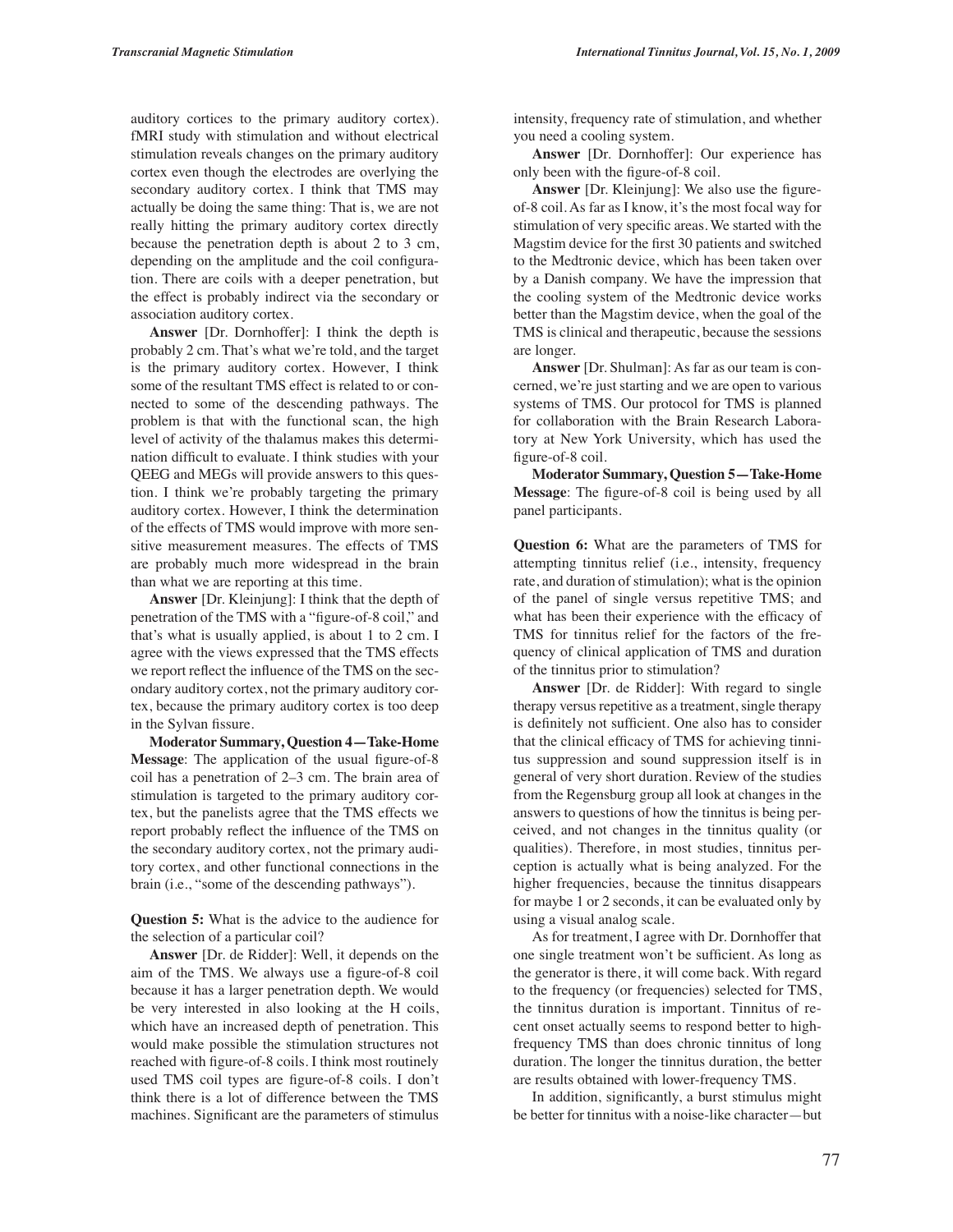auditory cortices to the primary auditory cortex). fMRI study with stimulation and without electrical stimulation reveals changes on the primary auditory cortex even though the electrodes are overlying the secondary auditory cortex. I think that TMS may actually be doing the same thing: That is, we are not really hitting the primary auditory cortex directly because the penetration depth is about 2 to 3 cm, depending on the amplitude and the coil configuration. There are coils with a deeper penetration, but the effect is probably indirect via the secondary or association auditory cortex.

**Answer** [Dr. Dornhoffer]: I think the depth is probably 2 cm. That's what we're told, and the target is the primary auditory cortex. However, I think some of the resultant TMS effect is related to or connected to some of the descending pathways. The problem is that with the functional scan, the high level of activity of the thalamus makes this determination difficult to evaluate. I think studies with your QEEG and MEGs will provide answers to this question. I think we're probably targeting the primary auditory cortex. However, I think the determination of the effects of TMS would improve with more sensitive measurement measures. The effects of TMS are probably much more widespread in the brain than what we are reporting at this time.

**Answer** [Dr. Kleinjung]: I think that the depth of penetration of the TMS with a "figure-of-8 coil," and that's what is usually applied, is about 1 to 2 cm. I agree with the views expressed that the TMS effects we report reflect the influence of the TMS on the secondary auditory cortex, not the primary auditory cortex, because the primary auditory cortex is too deep in the Sylvan fissure.

**Moderator Summary, Question 4—Take-Home Message**: The application of the usual figure-of-8 coil has a penetration of 2–3 cm. The brain area of stimulation is targeted to the primary auditory cortex, but the panelists agree that the TMS effects we report probably reflect the influence of the TMS on the secondary auditory cortex, not the primary auditory cortex, and other functional connections in the brain (i.e., "some of the descending pathways").

**Question 5:** What is the advice to the audience for the selection of a particular coil?

**Answer** [Dr. de Ridder]: Well, it depends on the aim of the TMS. We always use a figure-of-8 coil because it has a larger penetration depth. We would be very interested in also looking at the H coils, which have an increased depth of penetration. This would make possible the stimulation structures not reached with figure-of-8 coils. I think most routinely used TMS coil types are figure-of-8 coils. I don't think there is a lot of difference between the TMS machines. Significant are the parameters of stimulus intensity, frequency rate of stimulation, and whether you need a cooling system.

**Answer** [Dr. Dornhoffer]: Our experience has only been with the figure-of-8 coil.

**Answer** [Dr. Kleinjung]: We also use the figure-of-8 coil. As far as I know, it's the most focal way for stimulation of very specific areas. We started with the Magstim device for the first 30 patients and switched to the Medtronic device, which has been taken over by a Danish company. We have the impression that the cooling system of the Medtronic device works better than the Magstim device, when the goal of the TMS is clinical and therapeutic, because the sessions are longer.

**Answer** [Dr. Shulman]: As far as our team is concerned, we're just starting and we are open to various systems of TMS. Our protocol for TMS is planned for collaboration with the Brain Research Laboratory at New York University, which has used the figure-of-8 coil.

**Moderator Summary, Question 5—Take-Home Message**: The figure-of-8 coil is being used by all panel participants.

**Question 6:** What are the parameters of TMS for attempting tinnitus relief (i.e., intensity, frequency rate, and duration of stimulation); what is the opinion of the panel of single versus repetitive TMS; and what has been their experience with the efficacy of TMS for tinnitus relief for the factors of the frequency of clinical application of TMS and duration of the tinnitus prior to stimulation?

**Answer** [Dr. de Ridder]: With regard to single therapy versus repetitive as a treatment, single therapy is definitely not sufficient. One also has to consider that the clinical efficacy of TMS for achieving tinnitus suppression and sound suppression itself is in general of very short duration. Review of the studies from the Regensburg group all look at changes in the answers to questions of how the tinnitus is being perceived, and not changes in the tinnitus quality (or qualities). Therefore, in most studies, tinnitus perception is actually what is being analyzed. For the higher frequencies, because the tinnitus disappears for maybe 1 or 2 seconds, it can be evaluated only by using a visual analog scale.

As for treatment, I agree with Dr. Dornhoffer that one single treatment won't be sufficient. As long as the generator is there, it will come back. With regard to the frequency (or frequencies) selected for TMS, the tinnitus duration is important. Tinnitus of recent onset actually seems to respond better to high-frequency TMS than does chronic tinnitus of long duration. The longer the tinnitus duration, the better are results obtained with lower-frequency TMS.

In addition, significantly, a burst stimulus might be better for tinnitus with a noise-like character—but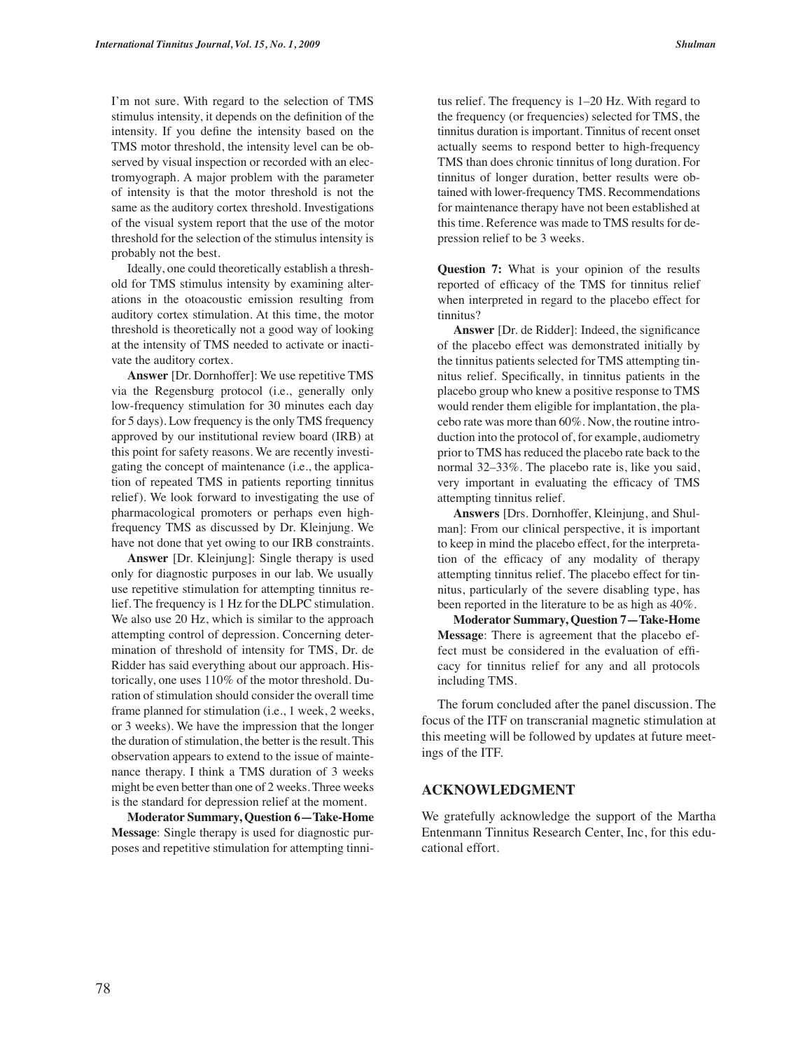I'm not sure. With regard to the selection of TMS stimulus intensity, it depends on the definition of the intensity. If you define the intensity based on the TMS motor threshold, the intensity level can be observed by visual inspection or recorded with an electromyograph. A major problem with the parameter of intensity is that the motor threshold is not the same as the auditory cortex threshold. Investigations of the visual system report that the use of the motor threshold for the selection of the stimulus intensity is probably not the best.

Ideally, one could theoretically establish a threshold for TMS stimulus intensity by examining alterations in the otoacoustic emission resulting from auditory cortex stimulation. At this time, the motor threshold is theoretically not a good way of looking at the intensity of TMS needed to activate or inactivate the auditory cortex.

**Answer** [Dr. Dornhoffer]: We use repetitive TMS via the Regensburg protocol (i.e., generally only low-frequency stimulation for 30 minutes each day for 5 days). Low frequency is the only TMS frequency approved by our institutional review board (IRB) at this point for safety reasons. We are recently investigating the concept of maintenance (i.e., the application of repeated TMS in patients reporting tinnitus relief). We look forward to investigating the use of pharmacological promoters or perhaps even high-frequency TMS as discussed by Dr. Kleinjung. We have not done that yet owing to our IRB constraints.

**Answer** [Dr. Kleinjung]: Single therapy is used only for diagnostic purposes in our lab. We usually use repetitive stimulation for attempting tinnitus relief. The frequency is 1 Hz for the DLPC stimulation. We also use 20 Hz, which is similar to the approach attempting control of depression. Concerning determination of threshold of intensity for TMS, Dr. de Ridder has said everything about our approach. Historically, one uses 110% of the motor threshold. Duration of stimulation should consider the overall time frame planned for stimulation (i.e., 1 week, 2 weeks, or 3 weeks). We have the impression that the longer the duration of stimulation, the better is the result. This observation appears to extend to the issue of maintenance therapy. I think a TMS duration of 3 weeks might be even better than one of 2 weeks. Three weeks is the standard for depression relief at the moment.

**Moderator Summary, Question 6—Take-Home Message**: Single therapy is used for diagnostic purposes and repetitive stimulation for attempting tinnitus relief. The frequency is 1–20 Hz. With regard to the frequency (or frequencies) selected for TMS, the tinnitus duration is important. Tinnitus of recent onset actually seems to respond better to high-frequency TMS than does chronic tinnitus of long duration. For tinnitus of longer duration, better results were obtained with lower-frequency TMS. Recommendations for maintenance therapy have not been established at this time. Reference was made to TMS results for depression relief to be 3 weeks.

**Question 7:** What is your opinion of the results reported of efficacy of the TMS for tinnitus relief when interpreted in regard to the placebo effect for tinnitus?

**Answer** [Dr. de Ridder]: Indeed, the significance of the placebo effect was demonstrated initially by the tinnitus patients selected for TMS attempting tinnitus relief. Specifically, in tinnitus patients in the placebo group who knew a positive response to TMS would render them eligible for implantation, the placebo rate was more than 60%. Now, the routine introduction into the protocol of, for example, audiometry prior to TMS has reduced the placebo rate back to the normal 32–33%. The placebo rate is, like you said, very important in evaluating the efficacy of TMS attempting tinnitus relief.

**Answers** [Drs. Dornhoffer, Kleinjung, and Shulman]: From our clinical perspective, it is important to keep in mind the placebo effect, for the interpretation of the efficacy of any modality of therapy attempting tinnitus relief. The placebo effect for tinnitus, particularly of the severe disabling type, has been reported in the literature to be as high as 40%.

**Moderator Summary, Question 7—Take-Home Message**: There is agreement that the placebo effect must be considered in the evaluation of efficacy for tinnitus relief for any and all protocols including TMS.

The forum concluded after the panel discussion. The focus of the ITF on transcranial magnetic stimulation at this meeting will be followed by updates at future meetings of the ITF.

## ACKNOWLEDGMENT

We gratefully acknowledge the support of the Martha Entenmann Tinnitus Research Center, Inc, for this educational effort.